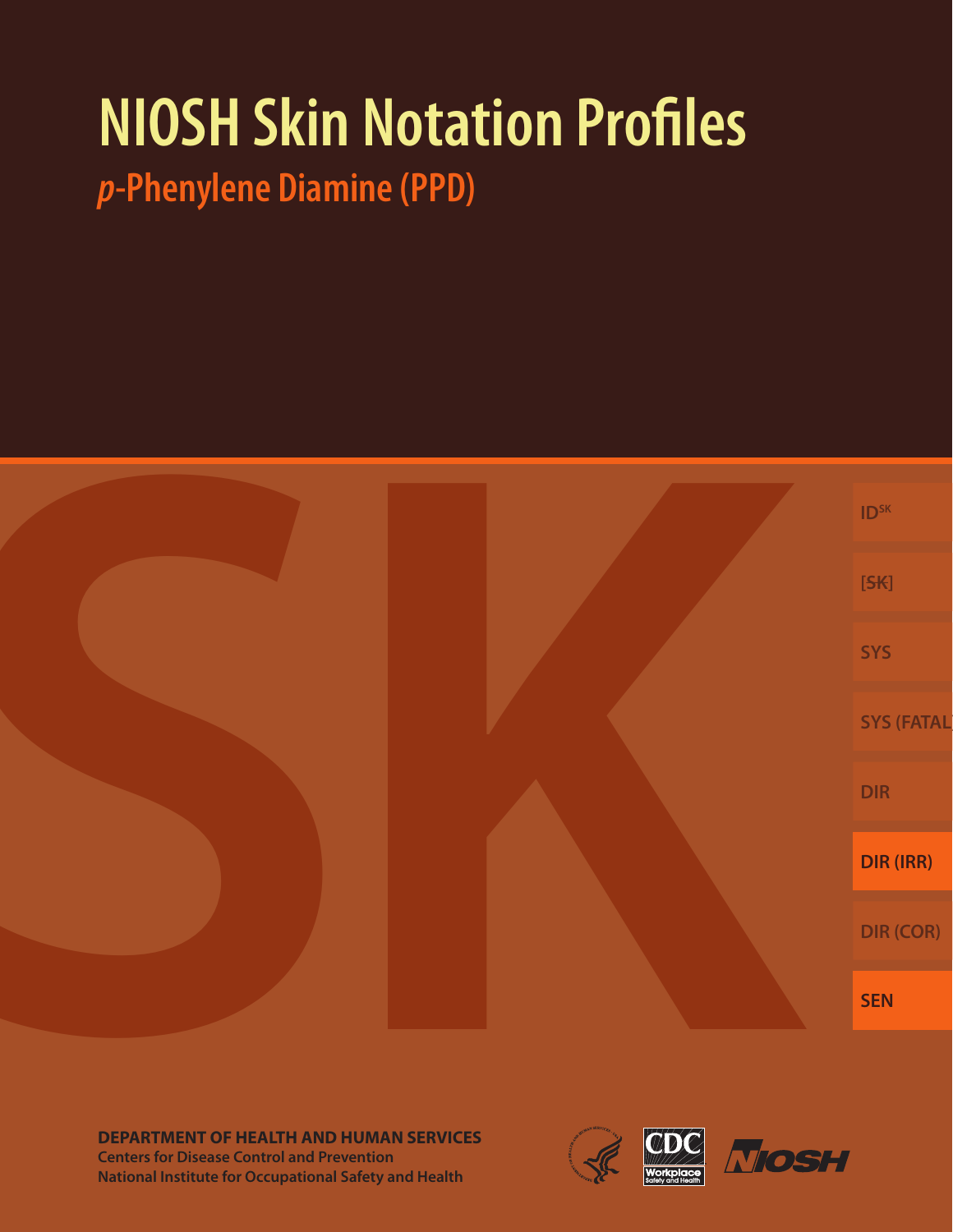# NIOSH Skin Notation Profiles

## *p*-Phenylene Diamine (PPD)

SK

ID[SK]

[SK]

SYS

SYS (FATAL)

DIR

DIR (IRR)

DIR (COR)

SEN

**DEPARTMENT OF HEALTH AND HUMAN SERVICES**
**Centers for Disease Control and Prevention**
**National Institute for Occupational Safety and Health**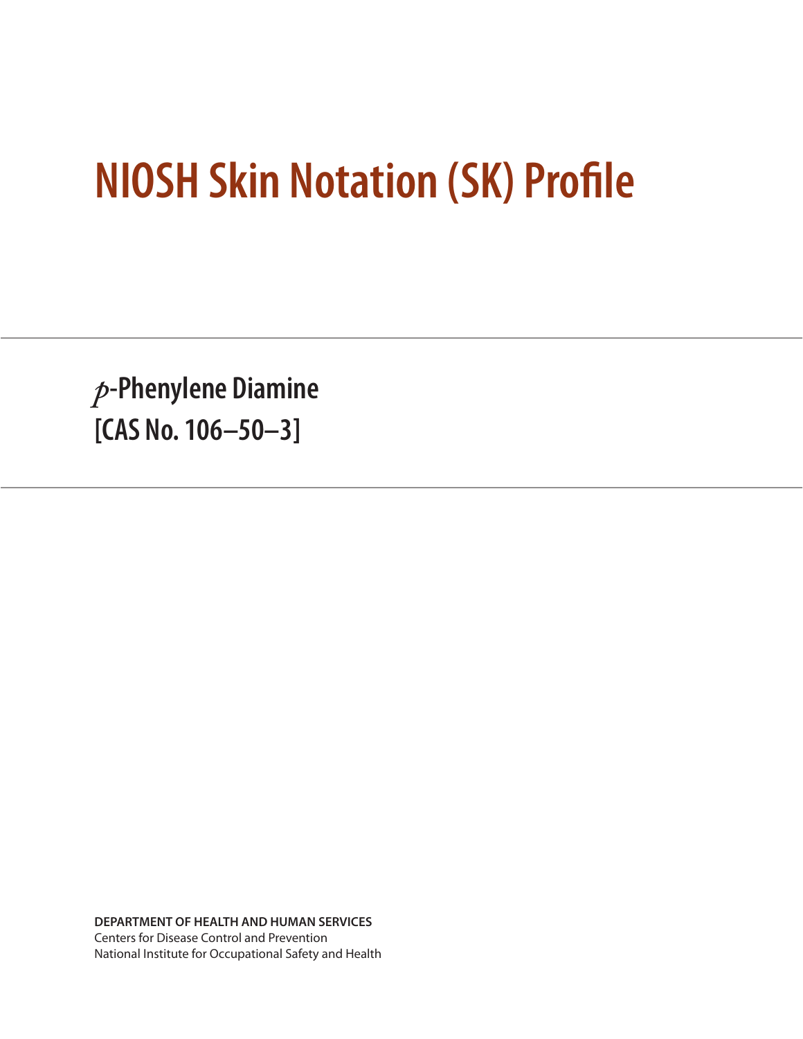# NIOSH Skin Notation (SK) Profile

## *p*-Phenylene Diamine
## [CAS No. 106–50–3]

**DEPARTMENT OF HEALTH AND HUMAN SERVICES**
Centers for Disease Control and Prevention
National Institute for Occupational Safety and Health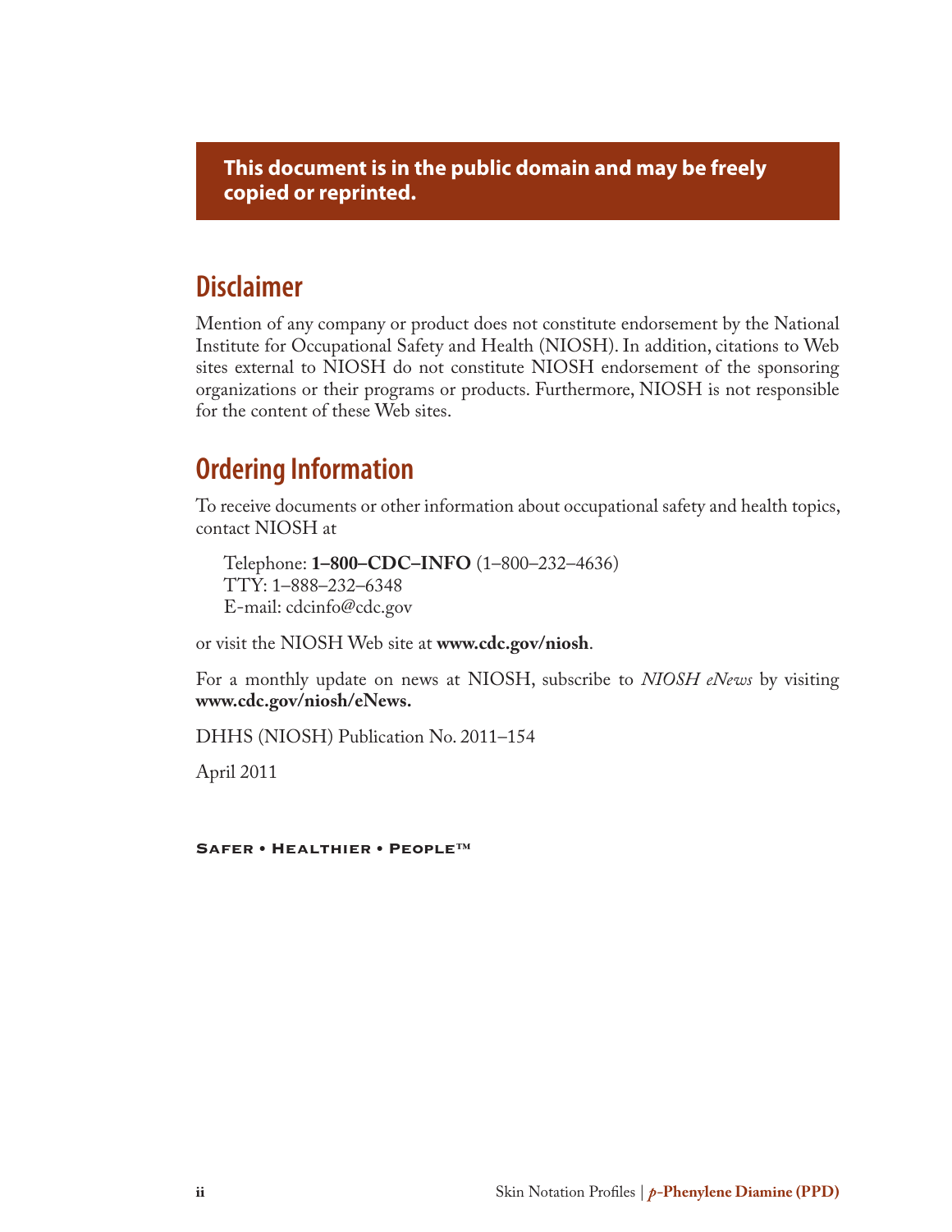**This document is in the public domain and may be freely copied or reprinted.**

## Disclaimer

Mention of any company or product does not constitute endorsement by the National Institute for Occupational Safety and Health (NIOSH). In addition, citations to Web sites external to NIOSH do not constitute NIOSH endorsement of the sponsoring organizations or their programs or products. Furthermore, NIOSH is not responsible for the content of these Web sites.

## Ordering Information

To receive documents or other information about occupational safety and health topics, contact NIOSH at

Telephone: **1–800–CDC–INFO** (1–800–232–4636)
TTY: 1–888–232–6348
E-mail: cdcinfo@cdc.gov

or visit the NIOSH Web site at **www.cdc.gov/niosh**.

For a monthly update on news at NIOSH, subscribe to *NIOSH eNews* by visiting **www.cdc.gov/niosh/eNews.**

DHHS (NIOSH) Publication No. 2011–154

April 2011

**Safer • Healthier • People™**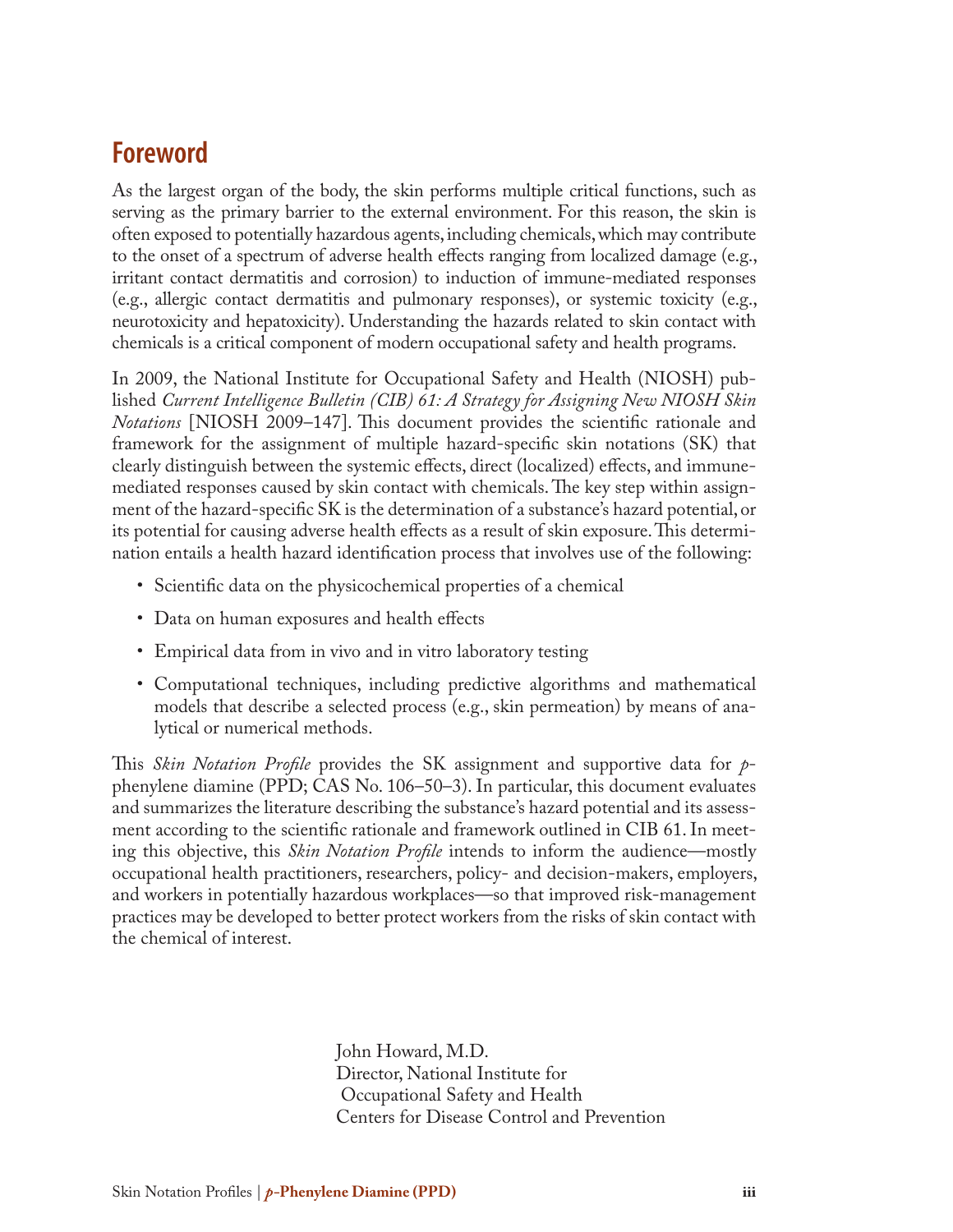# Foreword

As the largest organ of the body, the skin performs multiple critical functions, such as serving as the primary barrier to the external environment. For this reason, the skin is often exposed to potentially hazardous agents, including chemicals, which may contribute to the onset of a spectrum of adverse health effects ranging from localized damage (e.g., irritant contact dermatitis and corrosion) to induction of immune-mediated responses (e.g., allergic contact dermatitis and pulmonary responses), or systemic toxicity (e.g., neurotoxicity and hepatoxicity). Understanding the hazards related to skin contact with chemicals is a critical component of modern occupational safety and health programs.

In 2009, the National Institute for Occupational Safety and Health (NIOSH) published *Current Intelligence Bulletin (CIB) 61: A Strategy for Assigning New NIOSH Skin Notations* [NIOSH 2009–147]. This document provides the scientific rationale and framework for the assignment of multiple hazard-specific skin notations (SK) that clearly distinguish between the systemic effects, direct (localized) effects, and immune-mediated responses caused by skin contact with chemicals. The key step within assignment of the hazard-specific SK is the determination of a substance's hazard potential, or its potential for causing adverse health effects as a result of skin exposure. This determination entails a health hazard identification process that involves use of the following:

- Scientific data on the physicochemical properties of a chemical
- Data on human exposures and health effects
- Empirical data from in vivo and in vitro laboratory testing
- Computational techniques, including predictive algorithms and mathematical models that describe a selected process (e.g., skin permeation) by means of analytical or numerical methods.

This *Skin Notation Profile* provides the SK assignment and supportive data for *p*-phenylene diamine (PPD; CAS No. 106–50–3). In particular, this document evaluates and summarizes the literature describing the substance's hazard potential and its assessment according to the scientific rationale and framework outlined in CIB 61. In meeting this objective, this *Skin Notation Profile* intends to inform the audience—mostly occupational health practitioners, researchers, policy- and decision-makers, employers, and workers in potentially hazardous workplaces—so that improved risk-management practices may be developed to better protect workers from the risks of skin contact with the chemical of interest.

John Howard, M.D.
Director, National Institute for
Occupational Safety and Health
Centers for Disease Control and Prevention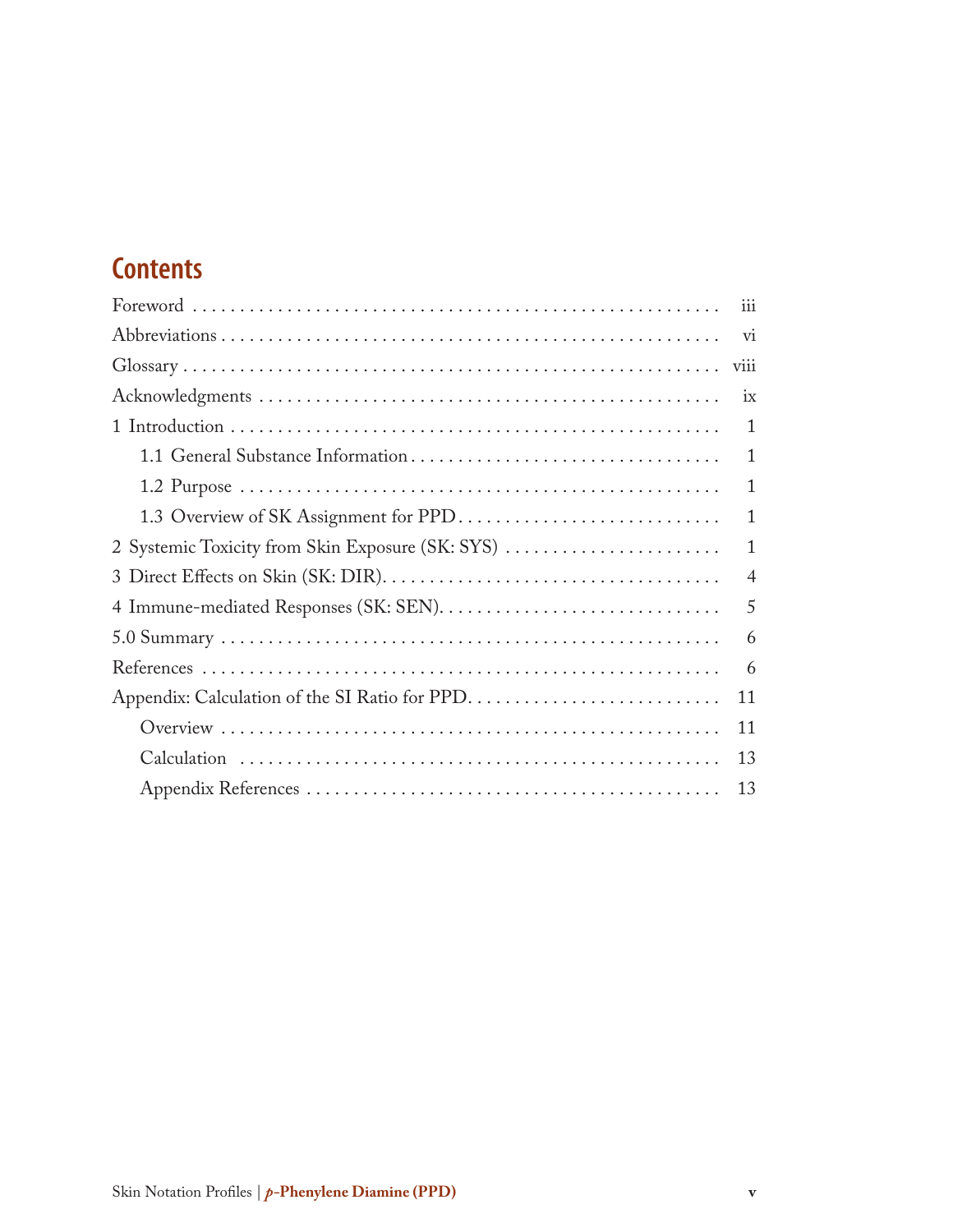# Contents

Foreword . . . . . . . . . . iii
Abbreviations . . . . . . . . . . vi
Glossary . . . . . . . . . . viii
Acknowledgments . . . . . . . . . . ix
1 Introduction . . . . . . . . . . 1
- 1.1 General Substance Information . . . . . . . . . . 1
- 1.2 Purpose . . . . . . . . . . 1
- 1.3 Overview of SK Assignment for PPD . . . . . . . . . . 1

2 Systemic Toxicity from Skin Exposure (SK: SYS) . . . . . . . . . . 1
3 Direct Effects on Skin (SK: DIR) . . . . . . . . . . 4
4 Immune-mediated Responses (SK: SEN) . . . . . . . . . . 5
5.0 Summary . . . . . . . . . . 6
References . . . . . . . . . . 6
Appendix: Calculation of the SI Ratio for PPD . . . . . . . . . . 11
- Overview . . . . . . . . . . 11
- Calculation . . . . . . . . . . 13
- Appendix References . . . . . . . . . . 13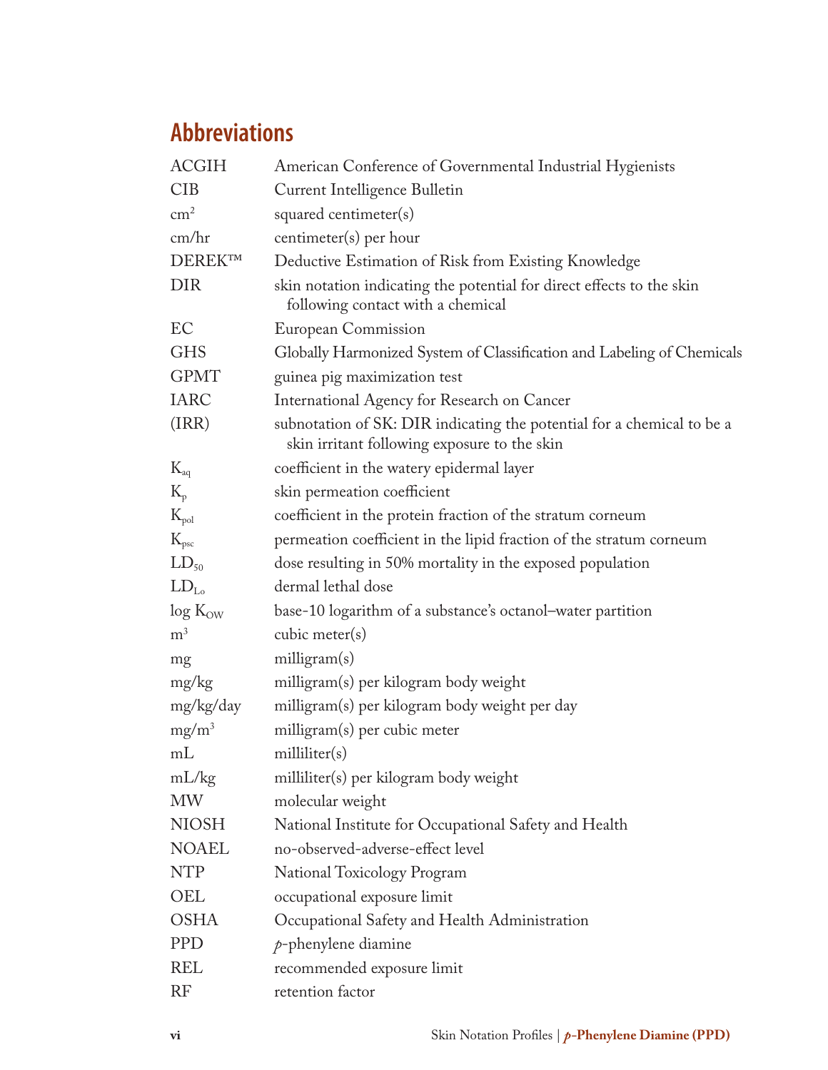## Abbreviations

| | |
|---|---|
| ACGIH | American Conference of Governmental Industrial Hygienists |
| CIB | Current Intelligence Bulletin |
| $cm^2$ | squared centimeter(s) |
| cm/hr | centimeter(s) per hour |
| DEREK™ | Deductive Estimation of Risk from Existing Knowledge |
| DIR | skin notation indicating the potential for direct effects to the skin following contact with a chemical |
| EC | European Commission |
| GHS | Globally Harmonized System of Classification and Labeling of Chemicals |
| GPMT | guinea pig maximization test |
| IARC | International Agency for Research on Cancer |
| (IRR) | subnotation of SK: DIR indicating the potential for a chemical to be a skin irritant following exposure to the skin |
| $K_{aq}$ | coefficient in the watery epidermal layer |
| $K_p$ | skin permeation coefficient |
| $K_{pol}$ | coefficient in the protein fraction of the stratum corneum |
| $K_{psc}$ | permeation coefficient in the lipid fraction of the stratum corneum |
| $LD_{50}$ | dose resulting in 50% mortality in the exposed population |
| $LD_{Lo}$ | dermal lethal dose |
| log $K_{OW}$ | base-10 logarithm of a substance's octanol–water partition |
| $m^3$ | cubic meter(s) |
| mg | milligram(s) |
| mg/kg | milligram(s) per kilogram body weight |
| mg/kg/day | milligram(s) per kilogram body weight per day |
| $mg/m^3$ | milligram(s) per cubic meter |
| mL | milliliter(s) |
| mL/kg | milliliter(s) per kilogram body weight |
| MW | molecular weight |
| NIOSH | National Institute for Occupational Safety and Health |
| NOAEL | no-observed-adverse-effect level |
| NTP | National Toxicology Program |
| OEL | occupational exposure limit |
| OSHA | Occupational Safety and Health Administration |
| PPD | *p*-phenylene diamine |
| REL | recommended exposure limit |
| RF | retention factor |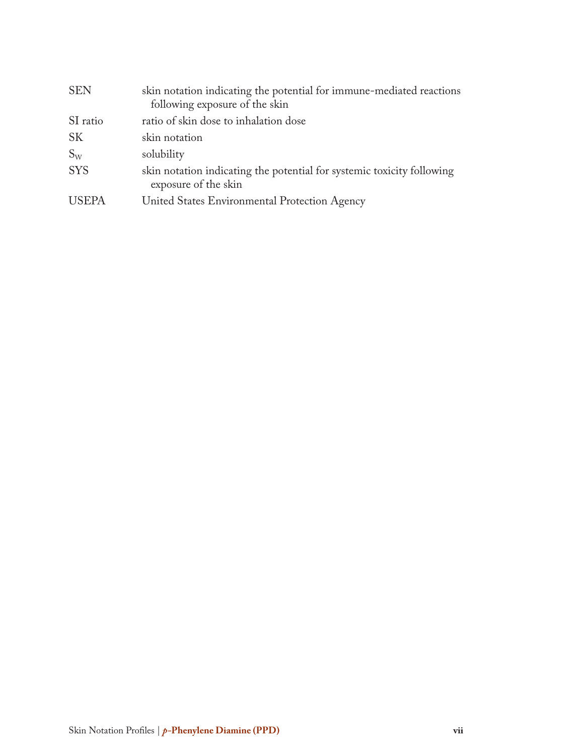| | |
|---|---|
| SEN | skin notation indicating the potential for immune-mediated reactions following exposure of the skin |
| SI ratio | ratio of skin dose to inhalation dose |
| SK | skin notation |
| $S_W$ | solubility |
| SYS | skin notation indicating the potential for systemic toxicity following exposure of the skin |
| USEPA | United States Environmental Protection Agency |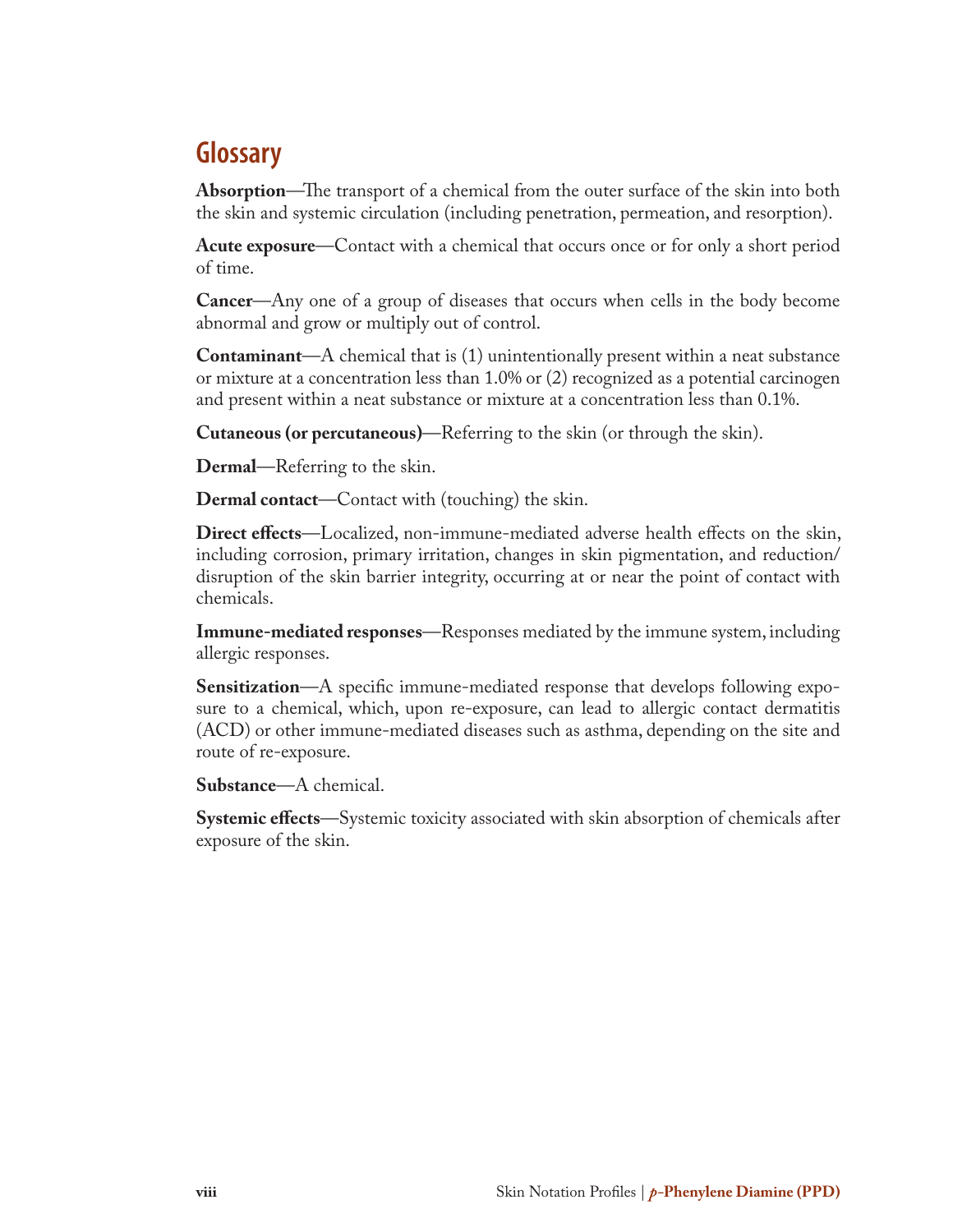## Glossary

**Absorption**—The transport of a chemical from the outer surface of the skin into both the skin and systemic circulation (including penetration, permeation, and resorption).

**Acute exposure**—Contact with a chemical that occurs once or for only a short period of time.

**Cancer**—Any one of a group of diseases that occurs when cells in the body become abnormal and grow or multiply out of control.

**Contaminant**—A chemical that is (1) unintentionally present within a neat substance or mixture at a concentration less than 1.0% or (2) recognized as a potential carcinogen and present within a neat substance or mixture at a concentration less than 0.1%.

**Cutaneous (or percutaneous)**—Referring to the skin (or through the skin).

**Dermal**—Referring to the skin.

**Dermal contact**—Contact with (touching) the skin.

**Direct effects**—Localized, non-immune-mediated adverse health effects on the skin, including corrosion, primary irritation, changes in skin pigmentation, and reduction/disruption of the skin barrier integrity, occurring at or near the point of contact with chemicals.

**Immune-mediated responses**—Responses mediated by the immune system, including allergic responses.

**Sensitization**—A specific immune-mediated response that develops following exposure to a chemical, which, upon re-exposure, can lead to allergic contact dermatitis (ACD) or other immune-mediated diseases such as asthma, depending on the site and route of re-exposure.

**Substance**—A chemical.

**Systemic effects**—Systemic toxicity associated with skin absorption of chemicals after exposure of the skin.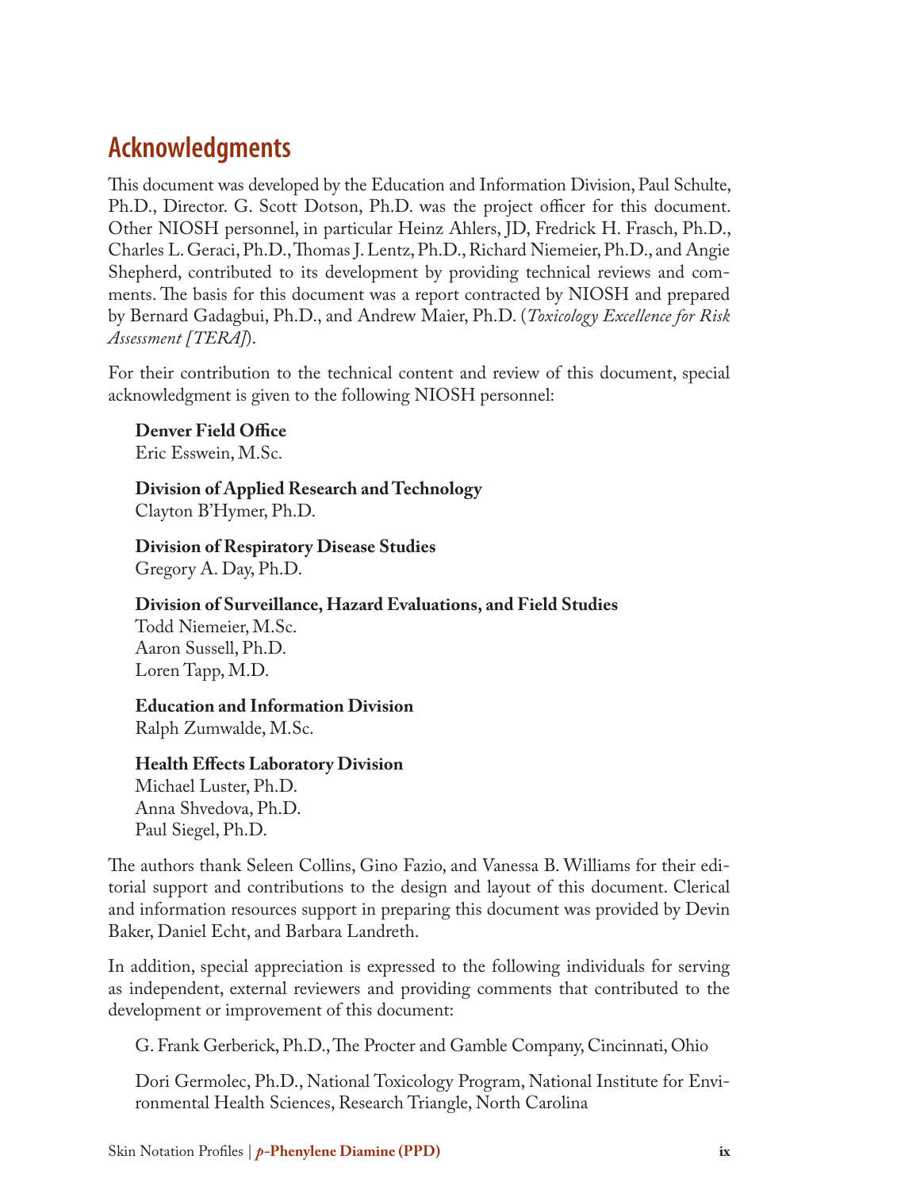## Acknowledgments

This document was developed by the Education and Information Division, Paul Schulte, Ph.D., Director. G. Scott Dotson, Ph.D. was the project officer for this document. Other NIOSH personnel, in particular Heinz Ahlers, JD, Fredrick H. Frasch, Ph.D., Charles L. Geraci, Ph.D., Thomas J. Lentz, Ph.D., Richard Niemeier, Ph.D., and Angie Shepherd, contributed to its development by providing technical reviews and comments. The basis for this document was a report contracted by NIOSH and prepared by Bernard Gadagbui, Ph.D., and Andrew Maier, Ph.D. (*Toxicology Excellence for Risk Assessment [TERA]*).

For their contribution to the technical content and review of this document, special acknowledgment is given to the following NIOSH personnel:

**Denver Field Office**
Eric Esswein, M.Sc.

**Division of Applied Research and Technology**
Clayton B'Hymer, Ph.D.

**Division of Respiratory Disease Studies**
Gregory A. Day, Ph.D.

**Division of Surveillance, Hazard Evaluations, and Field Studies**
Todd Niemeier, M.Sc.
Aaron Sussell, Ph.D.
Loren Tapp, M.D.

**Education and Information Division**
Ralph Zumwalde, M.Sc.

**Health Effects Laboratory Division**
Michael Luster, Ph.D.
Anna Shvedova, Ph.D.
Paul Siegel, Ph.D.

The authors thank Seleen Collins, Gino Fazio, and Vanessa B. Williams for their editorial support and contributions to the design and layout of this document. Clerical and information resources support in preparing this document was provided by Devin Baker, Daniel Echt, and Barbara Landreth.

In addition, special appreciation is expressed to the following individuals for serving as independent, external reviewers and providing comments that contributed to the development or improvement of this document:

G. Frank Gerberick, Ph.D., The Procter and Gamble Company, Cincinnati, Ohio

Dori Germolec, Ph.D., National Toxicology Program, National Institute for Environmental Health Sciences, Research Triangle, North Carolina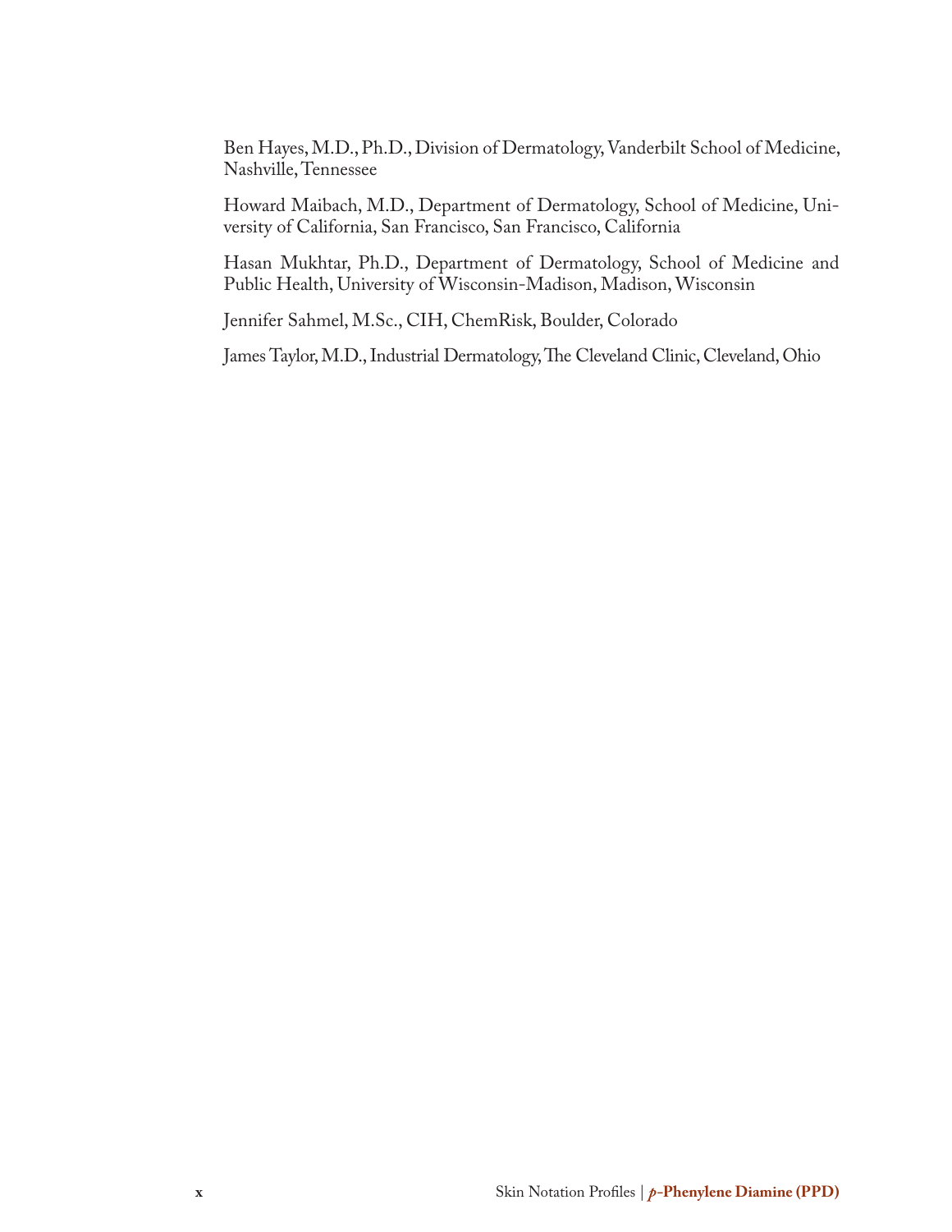Ben Hayes, M.D., Ph.D., Division of Dermatology, Vanderbilt School of Medicine, Nashville, Tennessee

Howard Maibach, M.D., Department of Dermatology, School of Medicine, University of California, San Francisco, San Francisco, California

Hasan Mukhtar, Ph.D., Department of Dermatology, School of Medicine and Public Health, University of Wisconsin-Madison, Madison, Wisconsin

Jennifer Sahmel, M.Sc., CIH, ChemRisk, Boulder, Colorado

James Taylor, M.D., Industrial Dermatology, The Cleveland Clinic, Cleveland, Ohio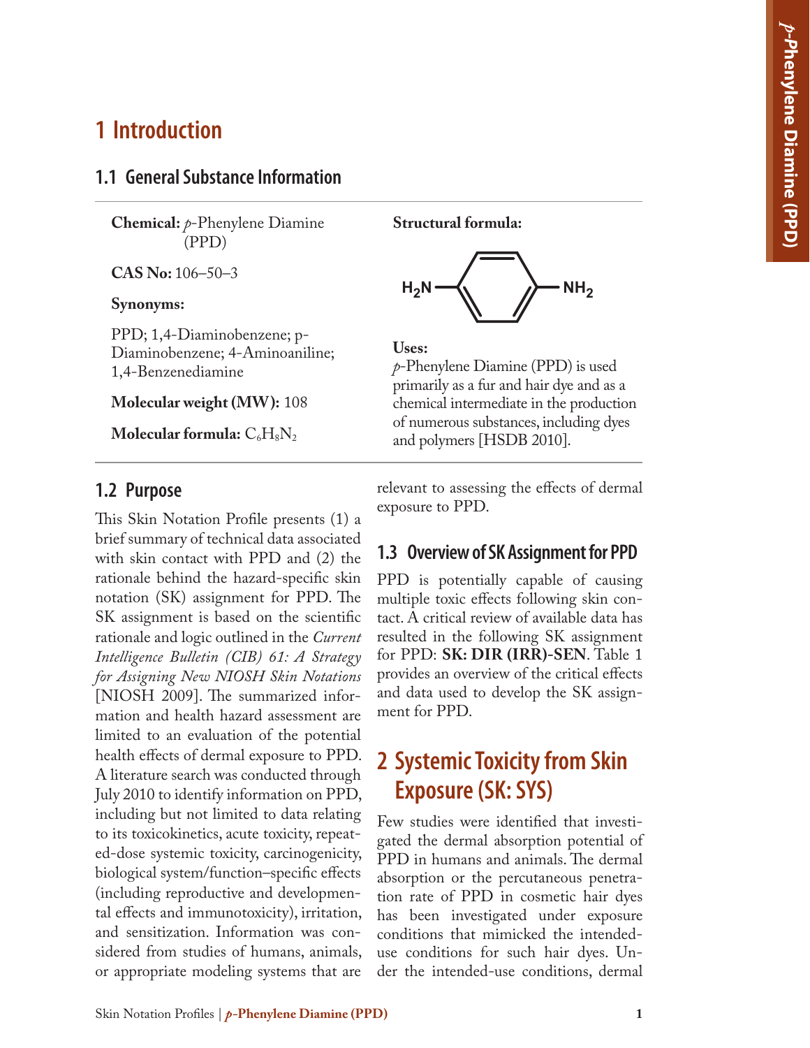# 1 Introduction

## 1.1 General Substance Information

**Chemical:** *p*-Phenylene Diamine (PPD)

**CAS No:** 106–50–3

**Synonyms:**

PPD; 1,4-Diaminobenzene; p-Diaminobenzene; 4-Aminoaniline; 1,4-Benzenediamine

**Molecular weight (MW):** 108

**Molecular formula:** $C_6H_8N_2$

**Structural formula:**

$H_2N$–$C_6H_4$–$NH_2$

**Uses:**

*p*-Phenylene Diamine (PPD) is used primarily as a fur and hair dye and as a chemical intermediate in the production of numerous substances, including dyes and polymers [HSDB 2010].

## 1.2 Purpose

This Skin Notation Profile presents (1) a brief summary of technical data associated with skin contact with PPD and (2) the rationale behind the hazard-specific skin notation (SK) assignment for PPD. The SK assignment is based on the scientific rationale and logic outlined in the *Current Intelligence Bulletin (CIB) 61: A Strategy for Assigning New NIOSH Skin Notations* [NIOSH 2009]. The summarized information and health hazard assessment are limited to an evaluation of the potential health effects of dermal exposure to PPD. A literature search was conducted through July 2010 to identify information on PPD, including but not limited to data relating to its toxicokinetics, acute toxicity, repeated-dose systemic toxicity, carcinogenicity, biological system/function–specific effects (including reproductive and developmental effects and immunotoxicity), irritation, and sensitization. Information was considered from studies of humans, animals, or appropriate modeling systems that are relevant to assessing the effects of dermal exposure to PPD.

## 1.3 Overview of SK Assignment for PPD

PPD is potentially capable of causing multiple toxic effects following skin contact. A critical review of available data has resulted in the following SK assignment for PPD: **SK: DIR (IRR)-SEN**. Table 1 provides an overview of the critical effects and data used to develop the SK assignment for PPD.

# 2 Systemic Toxicity from Skin Exposure (SK: SYS)

Few studies were identified that investigated the dermal absorption potential of PPD in humans and animals. The dermal absorption or the percutaneous penetration rate of PPD in cosmetic hair dyes has been investigated under exposure conditions that mimicked the intended-use conditions for such hair dyes. Under the intended-use conditions, dermal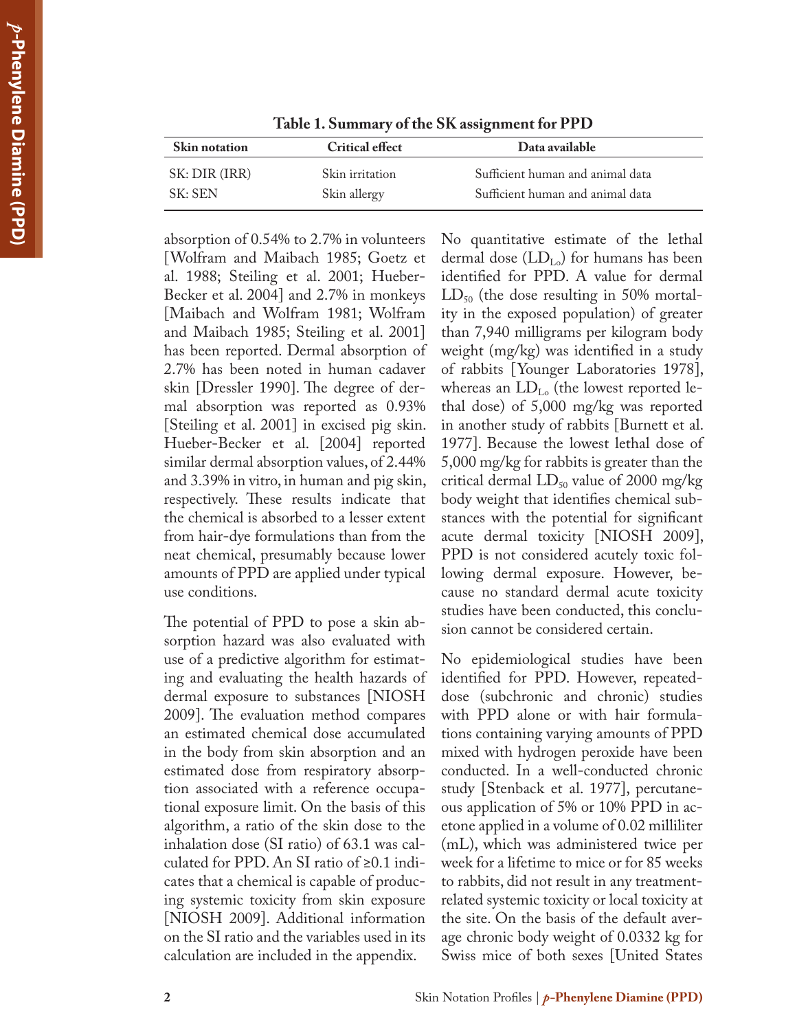**Table 1. Summary of the SK assignment for PPD**

| Skin notation | Critical effect | Data available |
|---|---|---|
| SK: DIR (IRR) | Skin irritation | Sufficient human and animal data |
| SK: SEN | Skin allergy | Sufficient human and animal data |

absorption of 0.54% to 2.7% in volunteers [Wolfram and Maibach 1985; Goetz et al. 1988; Steiling et al. 2001; Hueber-Becker et al. 2004] and 2.7% in monkeys [Maibach and Wolfram 1981; Wolfram and Maibach 1985; Steiling et al. 2001] has been reported. Dermal absorption of 2.7% has been noted in human cadaver skin [Dressler 1990]. The degree of dermal absorption was reported as 0.93% [Steiling et al. 2001] in excised pig skin. Hueber-Becker et al. [2004] reported similar dermal absorption values, of 2.44% and 3.39% in vitro, in human and pig skin, respectively. These results indicate that the chemical is absorbed to a lesser extent from hair-dye formulations than from the neat chemical, presumably because lower amounts of PPD are applied under typical use conditions.

The potential of PPD to pose a skin absorption hazard was also evaluated with use of a predictive algorithm for estimating and evaluating the health hazards of dermal exposure to substances [NIOSH 2009]. The evaluation method compares an estimated chemical dose accumulated in the body from skin absorption and an estimated dose from respiratory absorption associated with a reference occupational exposure limit. On the basis of this algorithm, a ratio of the skin dose to the inhalation dose (SI ratio) of 63.1 was calculated for PPD. An SI ratio of ≥0.1 indicates that a chemical is capable of producing systemic toxicity from skin exposure [NIOSH 2009]. Additional information on the SI ratio and the variables used in its calculation are included in the appendix.

No quantitative estimate of the lethal dermal dose ($LD_{Lo}$) for humans has been identified for PPD. A value for dermal $LD_{50}$ (the dose resulting in 50% mortality in the exposed population) of greater than 7,940 milligrams per kilogram body weight (mg/kg) was identified in a study of rabbits [Younger Laboratories 1978], whereas an $LD_{Lo}$ (the lowest reported lethal dose) of 5,000 mg/kg was reported in another study of rabbits [Burnett et al. 1977]. Because the lowest lethal dose of 5,000 mg/kg for rabbits is greater than the critical dermal $LD_{50}$ value of 2000 mg/kg body weight that identifies chemical substances with the potential for significant acute dermal toxicity [NIOSH 2009], PPD is not considered acutely toxic following dermal exposure. However, because no standard dermal acute toxicity studies have been conducted, this conclusion cannot be considered certain.

No epidemiological studies have been identified for PPD. However, repeated-dose (subchronic and chronic) studies with PPD alone or with hair formulations containing varying amounts of PPD mixed with hydrogen peroxide have been conducted. In a well-conducted chronic study [Stenback et al. 1977], percutaneous application of 5% or 10% PPD in acetone applied in a volume of 0.02 milliliter (mL), which was administered twice per week for a lifetime to mice or for 85 weeks to rabbits, did not result in any treatment-related systemic toxicity or local toxicity at the site. On the basis of the default average chronic body weight of 0.0332 kg for Swiss mice of both sexes [United States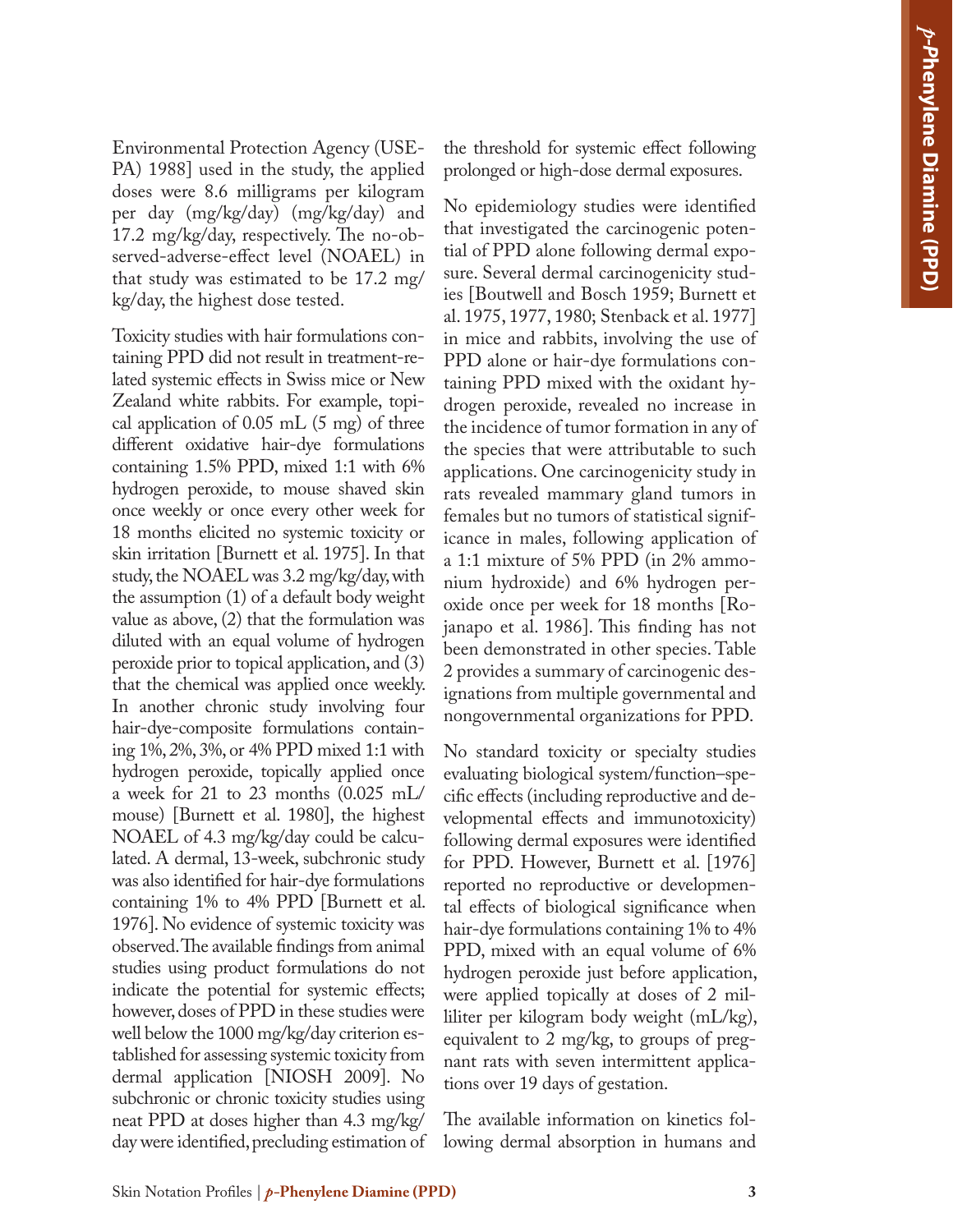Environmental Protection Agency (USEPA) 1988] used in the study, the applied doses were 8.6 milligrams per kilogram per day (mg/kg/day) (mg/kg/day) and 17.2 mg/kg/day, respectively. The no-observed-adverse-effect level (NOAEL) in that study was estimated to be 17.2 mg/kg/day, the highest dose tested.

Toxicity studies with hair formulations containing PPD did not result in treatment-related systemic effects in Swiss mice or New Zealand white rabbits. For example, topical application of 0.05 mL (5 mg) of three different oxidative hair-dye formulations containing 1.5% PPD, mixed 1:1 with 6% hydrogen peroxide, to mouse shaved skin once weekly or once every other week for 18 months elicited no systemic toxicity or skin irritation [Burnett et al. 1975]. In that study, the NOAEL was 3.2 mg/kg/day, with the assumption (1) of a default body weight value as above, (2) that the formulation was diluted with an equal volume of hydrogen peroxide prior to topical application, and (3) that the chemical was applied once weekly. In another chronic study involving four hair-dye-composite formulations containing 1%, 2%, 3%, or 4% PPD mixed 1:1 with hydrogen peroxide, topically applied once a week for 21 to 23 months (0.025 mL/mouse) [Burnett et al. 1980], the highest NOAEL of 4.3 mg/kg/day could be calculated. A dermal, 13-week, subchronic study was also identified for hair-dye formulations containing 1% to 4% PPD [Burnett et al. 1976]. No evidence of systemic toxicity was observed. The available findings from animal studies using product formulations do not indicate the potential for systemic effects; however, doses of PPD in these studies were well below the 1000 mg/kg/day criterion established for assessing systemic toxicity from dermal application [NIOSH 2009]. No subchronic or chronic toxicity studies using neat PPD at doses higher than 4.3 mg/kg/day were identified, precluding estimation of the threshold for systemic effect following prolonged or high-dose dermal exposures.

No epidemiology studies were identified that investigated the carcinogenic potential of PPD alone following dermal exposure. Several dermal carcinogenicity studies [Boutwell and Bosch 1959; Burnett et al. 1975, 1977, 1980; Stenback et al. 1977] in mice and rabbits, involving the use of PPD alone or hair-dye formulations containing PPD mixed with the oxidant hydrogen peroxide, revealed no increase in the incidence of tumor formation in any of the species that were attributable to such applications. One carcinogenicity study in rats revealed mammary gland tumors in females but no tumors of statistical significance in males, following application of a 1:1 mixture of 5% PPD (in 2% ammonium hydroxide) and 6% hydrogen peroxide once per week for 18 months [Rojanapo et al. 1986]. This finding has not been demonstrated in other species. Table 2 provides a summary of carcinogenic designations from multiple governmental and nongovernmental organizations for PPD.

No standard toxicity or specialty studies evaluating biological system/function–specific effects (including reproductive and developmental effects and immunotoxicity) following dermal exposures were identified for PPD. However, Burnett et al. [1976] reported no reproductive or developmental effects of biological significance when hair-dye formulations containing 1% to 4% PPD, mixed with an equal volume of 6% hydrogen peroxide just before application, were applied topically at doses of 2 milliliter per kilogram body weight (mL/kg), equivalent to 2 mg/kg, to groups of pregnant rats with seven intermittent applications over 19 days of gestation.

The available information on kinetics following dermal absorption in humans and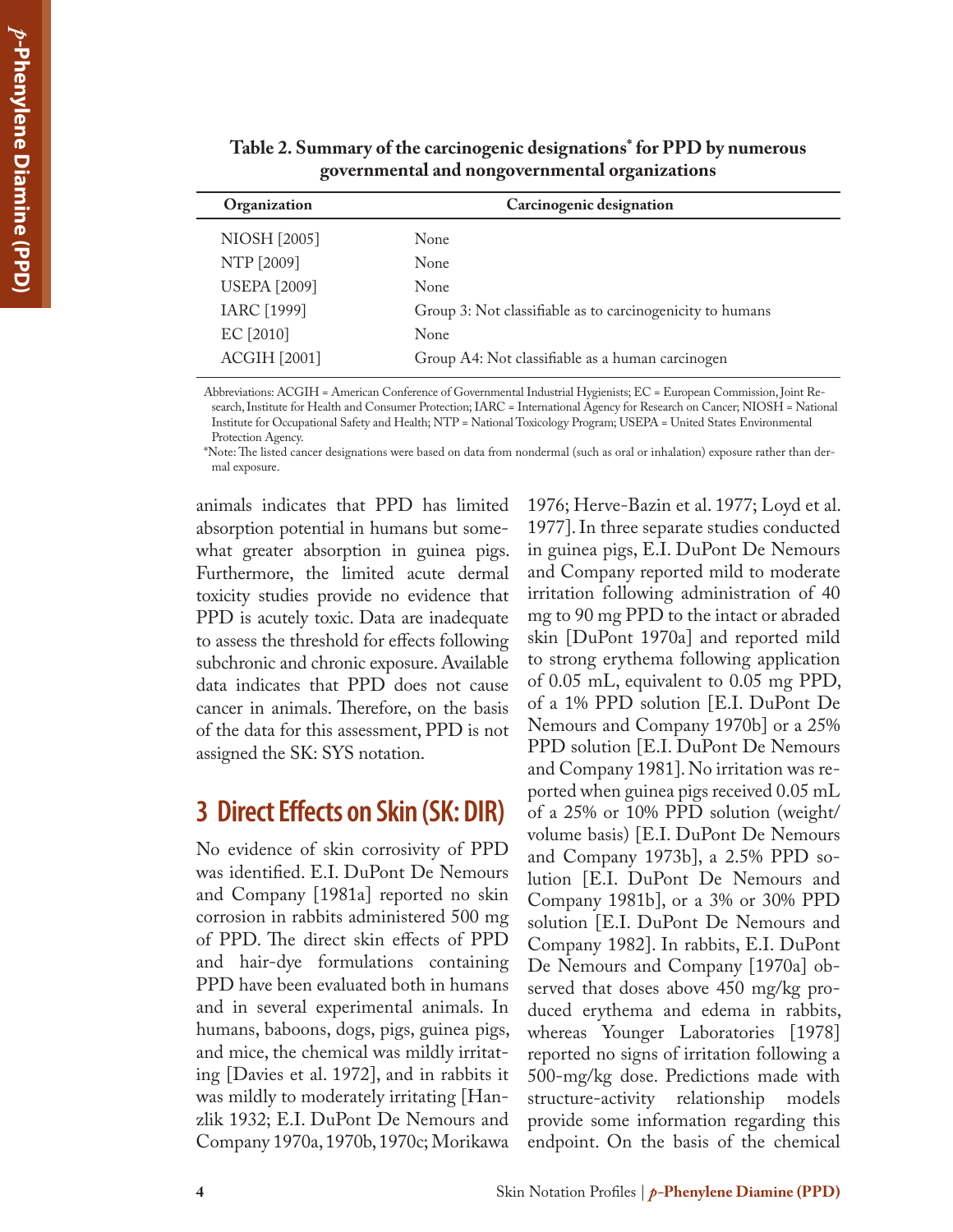**Table 2. Summary of the carcinogenic designations* for PPD by numerous governmental and nongovernmental organizations**

| Organization | Carcinogenic designation |
|---|---|
| NIOSH [2005] | None |
| NTP [2009] | None |
| USEPA [2009] | None |
| IARC [1999] | Group 3: Not classifiable as to carcinogenicity to humans |
| EC [2010] | None |
| ACGIH [2001] | Group A4: Not classifiable as a human carcinogen |

Abbreviations: ACGIH = American Conference of Governmental Industrial Hygienists; EC = European Commission, Joint Research, Institute for Health and Consumer Protection; IARC = International Agency for Research on Cancer; NIOSH = National Institute for Occupational Safety and Health; NTP = National Toxicology Program; USEPA = United States Environmental Protection Agency.

*Note: The listed cancer designations were based on data from nondermal (such as oral or inhalation) exposure rather than dermal exposure.

animals indicates that PPD has limited absorption potential in humans but somewhat greater absorption in guinea pigs. Furthermore, the limited acute dermal toxicity studies provide no evidence that PPD is acutely toxic. Data are inadequate to assess the threshold for effects following subchronic and chronic exposure. Available data indicates that PPD does not cause cancer in animals. Therefore, on the basis of the data for this assessment, PPD is not assigned the SK: SYS notation.

## 3 Direct Effects on Skin (SK: DIR)

No evidence of skin corrosivity of PPD was identified. E.I. DuPont De Nemours and Company [1981a] reported no skin corrosion in rabbits administered 500 mg of PPD. The direct skin effects of PPD and hair-dye formulations containing PPD have been evaluated both in humans and in several experimental animals. In humans, baboons, dogs, pigs, guinea pigs, and mice, the chemical was mildly irritating [Davies et al. 1972], and in rabbits it was mildly to moderately irritating [Hanzlik 1932; E.I. DuPont De Nemours and Company 1970a, 1970b, 1970c; Morikawa 1976; Herve-Bazin et al. 1977; Loyd et al. 1977]. In three separate studies conducted in guinea pigs, E.I. DuPont De Nemours and Company reported mild to moderate irritation following administration of 40 mg to 90 mg PPD to the intact or abraded skin [DuPont 1970a] and reported mild to strong erythema following application of 0.05 mL, equivalent to 0.05 mg PPD, of a 1% PPD solution [E.I. DuPont De Nemours and Company 1970b] or a 25% PPD solution [E.I. DuPont De Nemours and Company 1981]. No irritation was reported when guinea pigs received 0.05 mL of a 25% or 10% PPD solution (weight/volume basis) [E.I. DuPont De Nemours and Company 1973b], a 2.5% PPD solution [E.I. DuPont De Nemours and Company 1981b], or a 3% or 30% PPD solution [E.I. DuPont De Nemours and Company 1982]. In rabbits, E.I. DuPont De Nemours and Company [1970a] observed that doses above 450 mg/kg produced erythema and edema in rabbits, whereas Younger Laboratories [1978] reported no signs of irritation following a 500-mg/kg dose. Predictions made with structure-activity relationship models provide some information regarding this endpoint. On the basis of the chemical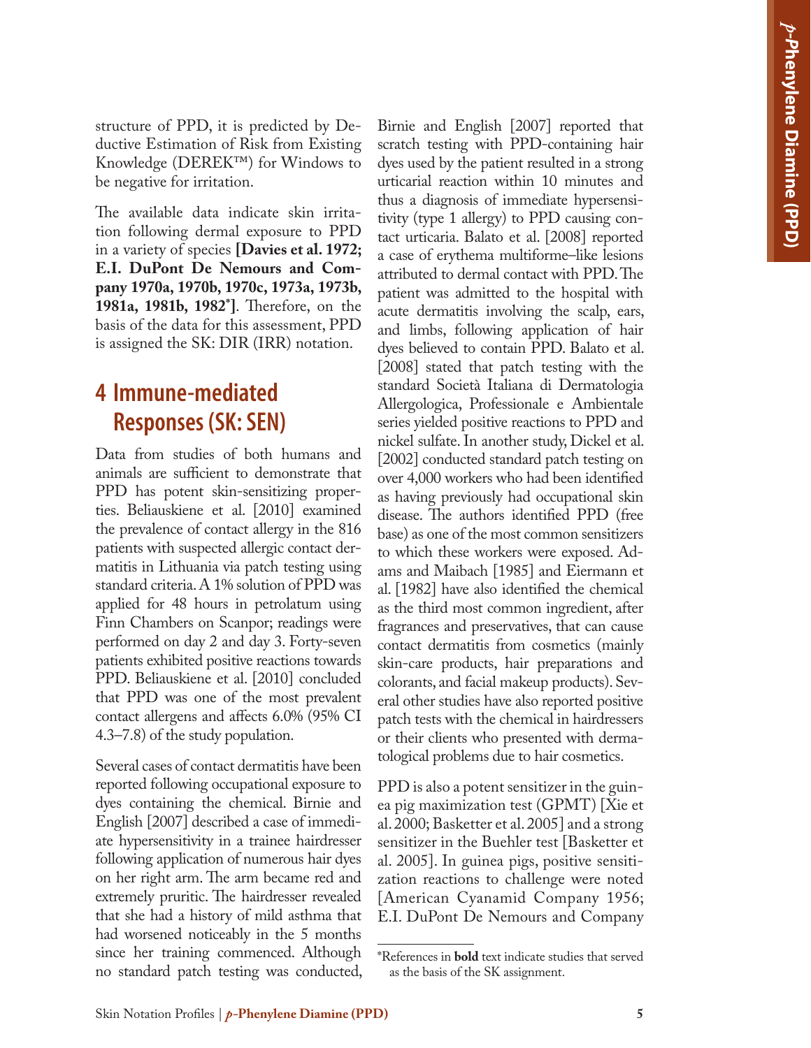structure of PPD, it is predicted by Deductive Estimation of Risk from Existing Knowledge (DEREK™) for Windows to be negative for irritation.

The available data indicate skin irritation following dermal exposure to PPD in a variety of species **[Davies et al. 1972; E.I. DuPont De Nemours and Company 1970a, 1970b, 1970c, 1973a, 1973b, 1981a, 1981b, 1982*]**. Therefore, on the basis of the data for this assessment, PPD is assigned the SK: DIR (IRR) notation.

## 4 Immune-mediated Responses (SK: SEN)

Data from studies of both humans and animals are sufficient to demonstrate that PPD has potent skin-sensitizing properties. Beliauskiene et al. [2010] examined the prevalence of contact allergy in the 816 patients with suspected allergic contact dermatitis in Lithuania via patch testing using standard criteria. A 1% solution of PPD was applied for 48 hours in petrolatum using Finn Chambers on Scanpor; readings were performed on day 2 and day 3. Forty-seven patients exhibited positive reactions towards PPD. Beliauskiene et al. [2010] concluded that PPD was one of the most prevalent contact allergens and affects 6.0% (95% CI 4.3–7.8) of the study population.

Several cases of contact dermatitis have been reported following occupational exposure to dyes containing the chemical. Birnie and English [2007] described a case of immediate hypersensitivity in a trainee hairdresser following application of numerous hair dyes on her right arm. The arm became red and extremely pruritic. The hairdresser revealed that she had a history of mild asthma that had worsened noticeably in the 5 months since her training commenced. Although no standard patch testing was conducted, Birnie and English [2007] reported that scratch testing with PPD-containing hair dyes used by the patient resulted in a strong urticarial reaction within 10 minutes and thus a diagnosis of immediate hypersensitivity (type 1 allergy) to PPD causing contact urticaria. Balato et al. [2008] reported a case of erythema multiforme–like lesions attributed to dermal contact with PPD. The patient was admitted to the hospital with acute dermatitis involving the scalp, ears, and limbs, following application of hair dyes believed to contain PPD. Balato et al. [2008] stated that patch testing with the standard Società Italiana di Dermatologia Allergologica, Professionale e Ambientale series yielded positive reactions to PPD and nickel sulfate. In another study, Dickel et al. [2002] conducted standard patch testing on over 4,000 workers who had been identified as having previously had occupational skin disease. The authors identified PPD (free base) as one of the most common sensitizers to which these workers were exposed. Adams and Maibach [1985] and Eiermann et al. [1982] have also identified the chemical as the third most common ingredient, after fragrances and preservatives, that can cause contact dermatitis from cosmetics (mainly skin-care products, hair preparations and colorants, and facial makeup products). Several other studies have also reported positive patch tests with the chemical in hairdressers or their clients who presented with dermatological problems due to hair cosmetics.

PPD is also a potent sensitizer in the guinea pig maximization test (GPMT) [Xie et al. 2000; Basketter et al. 2005] and a strong sensitizer in the Buehler test [Basketter et al. 2005]. In guinea pigs, positive sensitization reactions to challenge were noted [American Cyanamid Company 1956; E.I. DuPont De Nemours and Company

*References in **bold** text indicate studies that served as the basis of the SK assignment.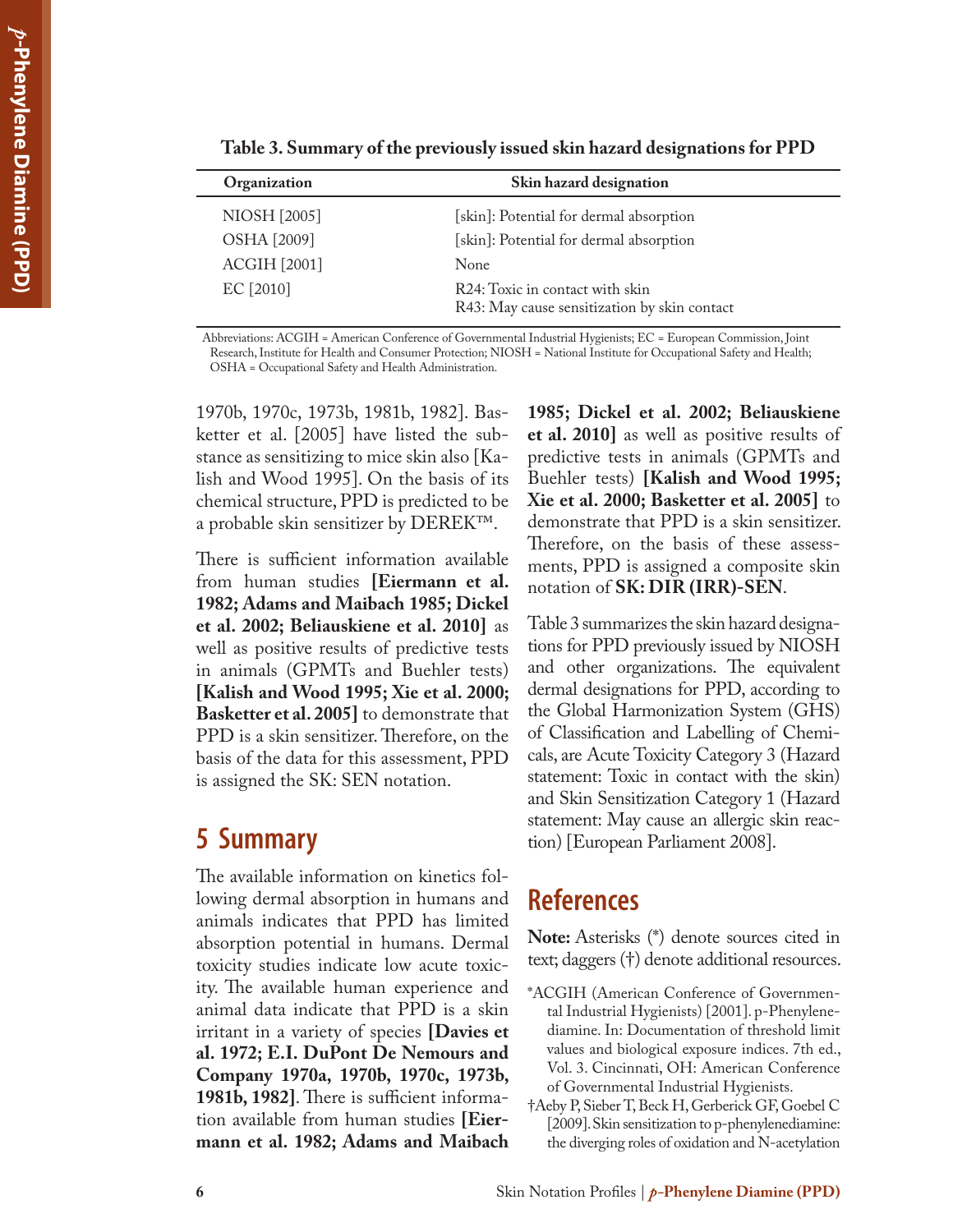**Table 3. Summary of the previously issued skin hazard designations for PPD**

| Organization | Skin hazard designation |
|---|---|
| NIOSH [2005] | [skin]: Potential for dermal absorption |
| OSHA [2009] | [skin]: Potential for dermal absorption |
| ACGIH [2001] | None |
| EC [2010] | R24: Toxic in contact with skin<br>R43: May cause sensitization by skin contact |

Abbreviations: ACGIH = American Conference of Governmental Industrial Hygienists; EC = European Commission, Joint Research, Institute for Health and Consumer Protection; NIOSH = National Institute for Occupational Safety and Health; OSHA = Occupational Safety and Health Administration.

1970b, 1970c, 1973b, 1981b, 1982]. Basketter et al. [2005] have listed the substance as sensitizing to mice skin also [Kalish and Wood 1995]. On the basis of its chemical structure, PPD is predicted to be a probable skin sensitizer by DEREK™.

There is sufficient information available from human studies **[Eiermann et al. 1982; Adams and Maibach 1985; Dickel et al. 2002; Beliauskiene et al. 2010]** as well as positive results of predictive tests in animals (GPMTs and Buehler tests) **[Kalish and Wood 1995; Xie et al. 2000; Basketter et al. 2005]** to demonstrate that PPD is a skin sensitizer. Therefore, on the basis of the data for this assessment, PPD is assigned the SK: SEN notation.

## 5 Summary

The available information on kinetics following dermal absorption in humans and animals indicates that PPD has limited absorption potential in humans. Dermal toxicity studies indicate low acute toxicity. The available human experience and animal data indicate that PPD is a skin irritant in a variety of species **[Davies et al. 1972; E.I. DuPont De Nemours and Company 1970a, 1970b, 1970c, 1973b, 1981b, 1982]**. There is sufficient information available from human studies **[Eiermann et al. 1982; Adams and Maibach 1985; Dickel et al. 2002; Beliauskiene et al. 2010]** as well as positive results of predictive tests in animals (GPMTs and Buehler tests) **[Kalish and Wood 1995; Xie et al. 2000; Basketter et al. 2005]** to demonstrate that PPD is a skin sensitizer. Therefore, on the basis of these assessments, PPD is assigned a composite skin notation of **SK: DIR (IRR)-SEN**.

Table 3 summarizes the skin hazard designations for PPD previously issued by NIOSH and other organizations. The equivalent dermal designations for PPD, according to the Global Harmonization System (GHS) of Classification and Labelling of Chemicals, are Acute Toxicity Category 3 (Hazard statement: Toxic in contact with the skin) and Skin Sensitization Category 1 (Hazard statement: May cause an allergic skin reaction) [European Parliament 2008].

## References

**Note:** Asterisks (*) denote sources cited in text; daggers (†) denote additional resources.

*ACGIH (American Conference of Governmental Industrial Hygienists) [2001]. p-Phenylenediamine. In: Documentation of threshold limit values and biological exposure indices. 7th ed., Vol. 3. Cincinnati, OH: American Conference of Governmental Industrial Hygienists.

†Aeby P, Sieber T, Beck H, Gerberick GF, Goebel C [2009]. Skin sensitization to p-phenylenediamine: the diverging roles of oxidation and N-acetylation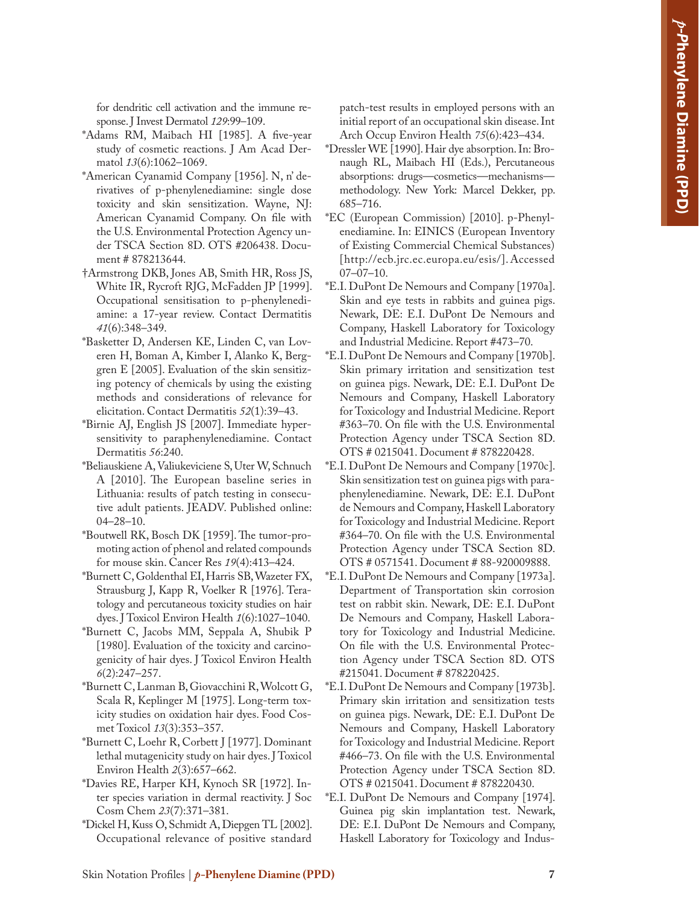for dendritic cell activation and the immune response. J Invest Dermatol *129*:99–109.

*Adams RM, Maibach HI [1985]. A five-year study of cosmetic reactions. J Am Acad Dermatol *13*(6):1062–1069.

*American Cyanamid Company [1956]. N, n' derivatives of p-phenylenediamine: single dose toxicity and skin sensitization. Wayne, NJ: American Cyanamid Company. On file with the U.S. Environmental Protection Agency under TSCA Section 8D. OTS #206438. Document # 878213644.

†Armstrong DKB, Jones AB, Smith HR, Ross JS, White IR, Rycroft RJG, McFadden JP [1999]. Occupational sensitisation to p-phenylenediamine: a 17-year review. Contact Dermatitis *41*(6):348–349.

*Basketter D, Andersen KE, Linden C, van Loveren H, Boman A, Kimber I, Alanko K, Berggren E [2005]. Evaluation of the skin sensitizing potency of chemicals by using the existing methods and considerations of relevance for elicitation. Contact Dermatitis *52*(1):39–43.

*Birnie AJ, English JS [2007]. Immediate hypersensitivity to paraphenylenediamine. Contact Dermatitis *56*:240.

*Beliauskiene A, Valiukeviciene S, Uter W, Schnuch A [2010]. The European baseline series in Lithuania: results of patch testing in consecutive adult patients. JEADV. Published online: 04–28–10.

*Boutwell RK, Bosch DK [1959]. The tumor-promoting action of phenol and related compounds for mouse skin. Cancer Res *19*(4):413–424.

*Burnett C, Goldenthal EI, Harris SB, Wazeter FX, Strausburg J, Kapp R, Voelker R [1976]. Teratology and percutaneous toxicity studies on hair dyes. J Toxicol Environ Health *1*(6):1027–1040.

*Burnett C, Jacobs MM, Seppala A, Shubik P [1980]. Evaluation of the toxicity and carcinogenicity of hair dyes. J Toxicol Environ Health *6*(2):247–257.

*Burnett C, Lanman B, Giovacchini R, Wolcott G, Scala R, Keplinger M [1975]. Long-term toxicity studies on oxidation hair dyes. Food Cosmet Toxicol *13*(3):353–357.

*Burnett C, Loehr R, Corbett J [1977]. Dominant lethal mutagenicity study on hair dyes. J Toxicol Environ Health *2*(3):657–662.

*Davies RE, Harper KH, Kynoch SR [1972]. Inter species variation in dermal reactivity. J Soc Cosm Chem *23*(7):371–381.

*Dickel H, Kuss O, Schmidt A, Diepgen TL [2002]. Occupational relevance of positive standard patch-test results in employed persons with an initial report of an occupational skin disease. Int Arch Occup Environ Health *75*(6):423–434.

*Dressler WE [1990]. Hair dye absorption. In: Bronaugh RL, Maibach HI (Eds.), Percutaneous absorptions: drugs—cosmetics—mechanisms—methodology. New York: Marcel Dekker, pp. 685–716.

*EC (European Commission) [2010]. p-Phenylenediamine. In: EINICS (European Inventory of Existing Commercial Chemical Substances) [http://ecb.jrc.ec.europa.eu/esis/]. Accessed 07–07–10.

*E.I. DuPont De Nemours and Company [1970a]. Skin and eye tests in rabbits and guinea pigs. Newark, DE: E.I. DuPont De Nemours and Company, Haskell Laboratory for Toxicology and Industrial Medicine. Report #473–70.

*E.I. DuPont De Nemours and Company [1970b]. Skin primary irritation and sensitization test on guinea pigs. Newark, DE: E.I. DuPont De Nemours and Company, Haskell Laboratory for Toxicology and Industrial Medicine. Report #363–70. On file with the U.S. Environmental Protection Agency under TSCA Section 8D. OTS # 0215041. Document # 878220428.

*E.I. DuPont De Nemours and Company [1970c]. Skin sensitization test on guinea pigs with paraphenylenediamine. Newark, DE: E.I. DuPont de Nemours and Company, Haskell Laboratory for Toxicology and Industrial Medicine. Report #364–70. On file with the U.S. Environmental Protection Agency under TSCA Section 8D. OTS # 0571541. Document # 88-920009888.

*E.I. DuPont De Nemours and Company [1973a]. Department of Transportation skin corrosion test on rabbit skin. Newark, DE: E.I. DuPont De Nemours and Company, Haskell Laboratory for Toxicology and Industrial Medicine. On file with the U.S. Environmental Protection Agency under TSCA Section 8D. OTS #215041. Document # 878220425.

*E.I. DuPont De Nemours and Company [1973b]. Primary skin irritation and sensitization tests on guinea pigs. Newark, DE: E.I. DuPont De Nemours and Company, Haskell Laboratory for Toxicology and Industrial Medicine. Report #466–73. On file with the U.S. Environmental Protection Agency under TSCA Section 8D. OTS # 0215041. Document # 878220430.

*E.I. DuPont De Nemours and Company [1974]. Guinea pig skin implantation test. Newark, DE: E.I. DuPont De Nemours and Company, Haskell Laboratory for Toxicology and Indus-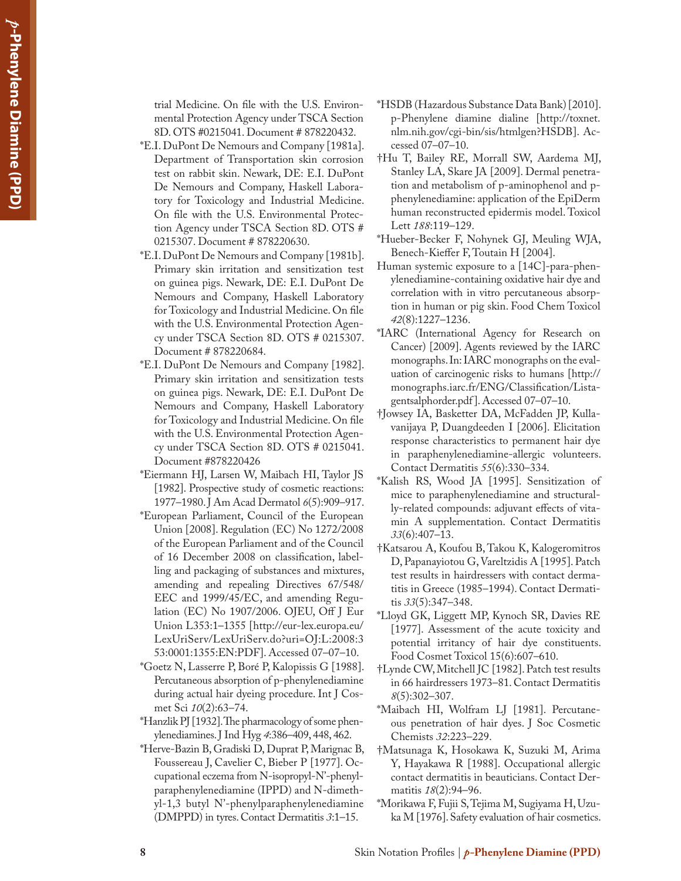trial Medicine. On file with the U.S. Environmental Protection Agency under TSCA Section 8D. OTS #0215041. Document # 878220432.

*E.I. DuPont De Nemours and Company [1981a]. Department of Transportation skin corrosion test on rabbit skin. Newark, DE: E.I. DuPont De Nemours and Company, Haskell Laboratory for Toxicology and Industrial Medicine. On file with the U.S. Environmental Protection Agency under TSCA Section 8D. OTS # 0215307. Document # 878220630.

*E.I. DuPont De Nemours and Company [1981b]. Primary skin irritation and sensitization test on guinea pigs. Newark, DE: E.I. DuPont De Nemours and Company, Haskell Laboratory for Toxicology and Industrial Medicine. On file with the U.S. Environmental Protection Agency under TSCA Section 8D. OTS # 0215307. Document # 878220684.

*E.I. DuPont De Nemours and Company [1982]. Primary skin irritation and sensitization tests on guinea pigs. Newark, DE: E.I. DuPont De Nemours and Company, Haskell Laboratory for Toxicology and Industrial Medicine. On file with the U.S. Environmental Protection Agency under TSCA Section 8D. OTS # 0215041. Document #878220426

*Eiermann HJ, Larsen W, Maibach HI, Taylor JS [1982]. Prospective study of cosmetic reactions: 1977–1980. J Am Acad Dermatol *6*(5):909–917.

*European Parliament, Council of the European Union [2008]. Regulation (EC) No 1272/2008 of the European Parliament and of the Council of 16 December 2008 on classification, labelling and packaging of substances and mixtures, amending and repealing Directives 67/548/EEC and 1999/45/EC, and amending Regulation (EC) No 1907/2006. OJEU, Off J Eur Union L353:1–1355 [http://eur-lex.europa.eu/LexUriServ/LexUriServ.do?uri=OJ:L:2008:353:0001:1355:EN:PDF]. Accessed 07–07–10.

*Goetz N, Lasserre P, Boré P, Kalopissis G [1988]. Percutaneous absorption of p-phenylenediamine during actual hair dyeing procedure. Int J Cosmet Sci *10*(2):63–74.

*Hanzlik PJ [1932]. The pharmacology of some phenylenediamines. J Ind Hyg *4*:386–409, 448, 462.

*Herve-Bazin B, Gradiski D, Duprat P, Marignac B, Foussereau J, Cavelier C, Bieber P [1977]. Occupational eczema from N-isopropyl-N'-phenylparaphenylenediamine (IPPD) and N-dimethyl-1,3 butyl N'-phenylparaphenylenediamine (DMPPD) in tyres. Contact Dermatitis *3*:1–15.

*HSDB (Hazardous Substance Data Bank) [2010]. p-Phenylene diamine dialine [http://toxnet.nlm.nih.gov/cgi-bin/sis/htmlgen?HSDB]. Accessed 07–07–10.

†Hu T, Bailey RE, Morrall SW, Aardema MJ, Stanley LA, Skare JA [2009]. Dermal penetration and metabolism of p-aminophenol and p-phenylenediamine: application of the EpiDerm human reconstructed epidermis model. Toxicol Lett *188*:119–129.

*Hueber-Becker F, Nohynek GJ, Meuling WJA, Benech-Kieffer F, Toutain H [2004].

Human systemic exposure to a [14C]-para-phenylenediamine-containing oxidative hair dye and correlation with in vitro percutaneous absorption in human or pig skin. Food Chem Toxicol *42*(8):1227–1236.

*IARC (International Agency for Research on Cancer) [2009]. Agents reviewed by the IARC monographs. In: IARC monographs on the evaluation of carcinogenic risks to humans [http://monographs.iarc.fr/ENG/Classification/Listagentsalphorder.pdf]. Accessed 07–07–10.

†Jowsey IA, Basketter DA, McFadden JP, Kullavanijaya P, Duangdeeden I [2006]. Elicitation response characteristics to permanent hair dye in paraphenylenediamine-allergic volunteers. Contact Dermatitis *55*(6):330–334.

*Kalish RS, Wood JA [1995]. Sensitization of mice to paraphenylenediamine and structurally-related compounds: adjuvant effects of vitamin A supplementation. Contact Dermatitis *33*(6):407–13.

†Katsarou A, Koufou B, Takou K, Kalogeromitros D, Papanayiotou G, Vareltzidis A [1995]. Patch test results in hairdressers with contact dermatitis in Greece (1985–1994). Contact Dermatitis *33*(5):347–348.

*Lloyd GK, Liggett MP, Kynoch SR, Davies RE [1977]. Assessment of the acute toxicity and potential irritancy of hair dye constituents. Food Cosmet Toxicol 15(6):607–610.

†Lynde CW, Mitchell JC [1982]. Patch test results in 66 hairdressers 1973–81. Contact Dermatitis *8*(5):302–307.

*Maibach HI, Wolfram LJ [1981]. Percutaneous penetration of hair dyes. J Soc Cosmetic Chemists *32*:223–229.

†Matsunaga K, Hosokawa K, Suzuki M, Arima Y, Hayakawa R [1988]. Occupational allergic contact dermatitis in beauticians. Contact Dermatitis *18*(2):94–96.

*Morikawa F, Fujii S, Tejima M, Sugiyama H, Uzuka M [1976]. Safety evaluation of hair cosmetics.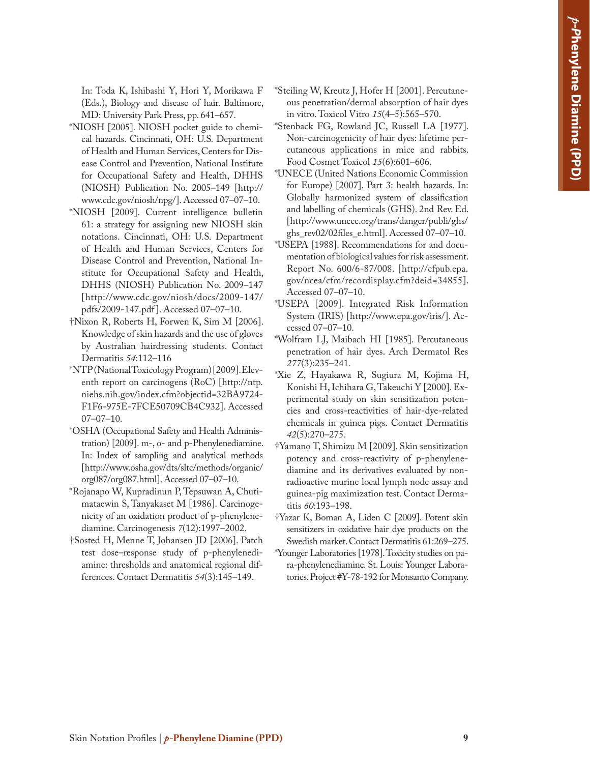In: Toda K, Ishibashi Y, Hori Y, Morikawa F (Eds.), Biology and disease of hair. Baltimore, MD: University Park Press, pp. 641–657.

*NIOSH [2005]. NIOSH pocket guide to chemical hazards. Cincinnati, OH: U.S. Department of Health and Human Services, Centers for Disease Control and Prevention, National Institute for Occupational Safety and Health, DHHS (NIOSH) Publication No. 2005–149 [http://www.cdc.gov/niosh/npg/]. Accessed 07–07–10.

*NIOSH [2009]. Current intelligence bulletin 61: a strategy for assigning new NIOSH skin notations. Cincinnati, OH: U.S. Department of Health and Human Services, Centers for Disease Control and Prevention, National Institute for Occupational Safety and Health, DHHS (NIOSH) Publication No. 2009–147 [http://www.cdc.gov/niosh/docs/2009-147/pdfs/2009-147.pdf]. Accessed 07–07–10.

†Nixon R, Roberts H, Forwen K, Sim M [2006]. Knowledge of skin hazards and the use of gloves by Australian hairdressing students. Contact Dermatitis *54*:112–116

*NTP (National Toxicology Program) [2009]. Eleventh report on carcinogens (RoC) [http://ntp.niehs.nih.gov/index.cfm?objectid=32BA9724-F1F6-975E-7FCE50709CB4C932]. Accessed 07–07–10.

*OSHA (Occupational Safety and Health Administration) [2009]. m-, o- and p-Phenylenediamine. In: Index of sampling and analytical methods [http://www.osha.gov/dts/sltc/methods/organic/org087/org087.html]. Accessed 07–07–10.

*Rojanapo W, Kupradinun P, Tepsuwan A, Chutimataewin S, Tanyakaset M [1986]. Carcinogenicity of an oxidation product of p-phenylenediamine. Carcinogenesis *7*(12):1997–2002.

†Sosted H, Menne T, Johansen JD [2006]. Patch test dose–response study of p-phenylenediamine: thresholds and anatomical regional differences. Contact Dermatitis *54*(3):145–149.

*Steiling W, Kreutz J, Hofer H [2001]. Percutaneous penetration/dermal absorption of hair dyes in vitro. Toxicol Vitro *15*(4–5):565–570.

*Stenback FG, Rowland JC, Russell LA [1977]. Non-carcinogenicity of hair dyes: lifetime percutaneous applications in mice and rabbits. Food Cosmet Toxicol *15*(6):601–606.

*UNECE (United Nations Economic Commission for Europe) [2007]. Part 3: health hazards. In: Globally harmonized system of classification and labelling of chemicals (GHS). 2nd Rev. Ed. [http://www.unece.org/trans/danger/publi/ghs/ghs_rev02/02files_e.html]. Accessed 07–07–10.

*USEPA [1988]. Recommendations for and documentation of biological values for risk assessment. Report No. 600/6-87/008. [http://cfpub.epa.gov/ncea/cfm/recordisplay.cfm?deid=34855]. Accessed 07–07–10.

*USEPA [2009]. Integrated Risk Information System (IRIS) [http://www.epa.gov/iris/]. Accessed 07–07–10.

*Wolfram LJ, Maibach HI [1985]. Percutaneous penetration of hair dyes. Arch Dermatol Res *277*(3):235–241.

*Xie Z, Hayakawa R, Sugiura M, Kojima H, Konishi H, Ichihara G, Takeuchi Y [2000]. Experimental study on skin sensitization potencies and cross-reactivities of hair-dye-related chemicals in guinea pigs. Contact Dermatitis *42*(5):270–275.

†Yamano T, Shimizu M [2009]. Skin sensitization potency and cross-reactivity of p-phenylenediamine and its derivatives evaluated by non-radioactive murine local lymph node assay and guinea-pig maximization test. Contact Dermatitis *60*:193–198.

†Yazar K, Boman A, Liden C [2009]. Potent skin sensitizers in oxidative hair dye products on the Swedish market. Contact Dermatitis 61:269–275.

*Younger Laboratories [1978]. Toxicity studies on para-phenylenediamine. St. Louis: Younger Laboratories. Project #Y-78-192 for Monsanto Company.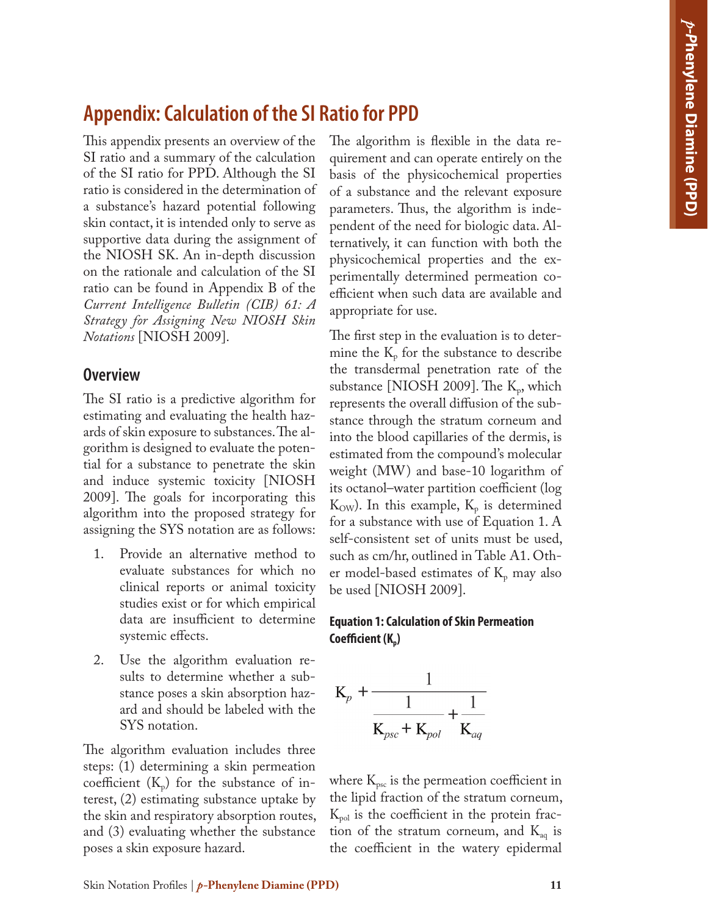# Appendix: Calculation of the SI Ratio for PPD

This appendix presents an overview of the SI ratio and a summary of the calculation of the SI ratio for PPD. Although the SI ratio is considered in the determination of a substance's hazard potential following skin contact, it is intended only to serve as supportive data during the assignment of the NIOSH SK. An in-depth discussion on the rationale and calculation of the SI ratio can be found in Appendix B of the *Current Intelligence Bulletin (CIB) 61: A Strategy for Assigning New NIOSH Skin Notations* [NIOSH 2009].

## Overview

The SI ratio is a predictive algorithm for estimating and evaluating the health hazards of skin exposure to substances. The algorithm is designed to evaluate the potential for a substance to penetrate the skin and induce systemic toxicity [NIOSH 2009]. The goals for incorporating this algorithm into the proposed strategy for assigning the SYS notation are as follows:

1. Provide an alternative method to evaluate substances for which no clinical reports or animal toxicity studies exist or for which empirical data are insufficient to determine systemic effects.
2. Use the algorithm evaluation results to determine whether a substance poses a skin absorption hazard and should be labeled with the SYS notation.

The algorithm evaluation includes three steps: (1) determining a skin permeation coefficient ($K_p$) for the substance of interest, (2) estimating substance uptake by the skin and respiratory absorption routes, and (3) evaluating whether the substance poses a skin exposure hazard.

The algorithm is flexible in the data requirement and can operate entirely on the basis of the physicochemical properties of a substance and the relevant exposure parameters. Thus, the algorithm is independent of the need for biologic data. Alternatively, it can function with both the physicochemical properties and the experimentally determined permeation coefficient when such data are available and appropriate for use.

The first step in the evaluation is to determine the $K_p$ for the substance to describe the transdermal penetration rate of the substance [NIOSH 2009]. The $K_p$, which represents the overall diffusion of the substance through the stratum corneum and into the blood capillaries of the dermis, is estimated from the compound's molecular weight (MW) and base-10 logarithm of its octanol–water partition coefficient (log $K_{OW}$). In this example, $K_p$ is determined for a substance with use of Equation 1. A self-consistent set of units must be used, such as cm/hr, outlined in Table A1. Other model-based estimates of $K_p$ may also be used [NIOSH 2009].

**Equation 1: Calculation of Skin Permeation Coefficient ($K_p$)**

$$K_p + \frac{1}{\dfrac{1}{K_{psc} + K_{pol}} + \dfrac{1}{K_{aq}}}$$

where $K_{psc}$ is the permeation coefficient in the lipid fraction of the stratum corneum, $K_{pol}$ is the coefficient in the protein fraction of the stratum corneum, and $K_{aq}$ is the coefficient in the watery epidermal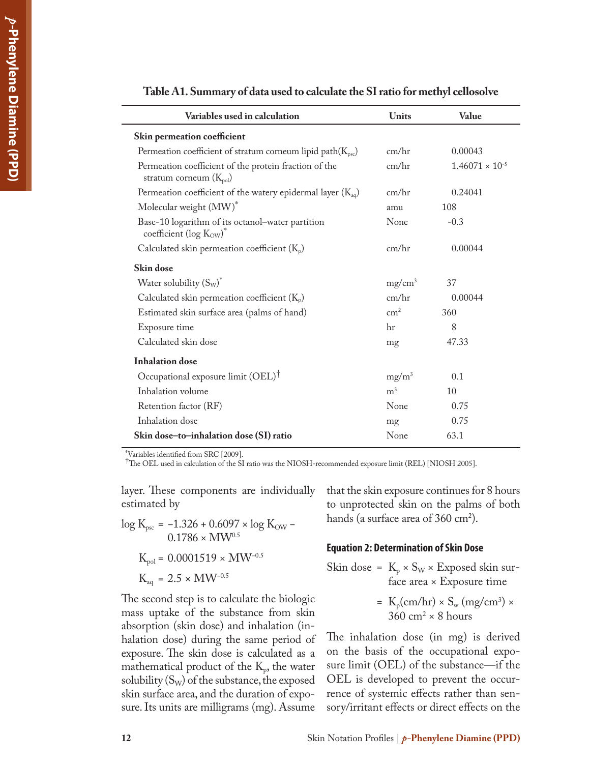**Table A1. Summary of data used to calculate the SI ratio for methyl cellosolve**

| Variables used in calculation | Units | Value |
|---|---|---|
| **Skin permeation coefficient** | | |
| Permeation coefficient of stratum corneum lipid path($K_{psc}$) | cm/hr | 0.00043 |
| Permeation coefficient of the protein fraction of the stratum corneum ($K_{pol}$) | cm/hr | $1.46071 \times 10^{-5}$ |
| Permeation coefficient of the watery epidermal layer ($K_{aq}$) | cm/hr | 0.24041 |
| Molecular weight (MW)* | amu | 108 |
| Base-10 logarithm of its octanol–water partition coefficient (log $K_{OW}$)* | None | -0.3 |
| Calculated skin permeation coefficient ($K_p$) | cm/hr | 0.00044 |
| **Skin dose** | | |
| Water solubility ($S_W$)* | mg/cm$^3$ | 37 |
| Calculated skin permeation coefficient ($K_p$) | cm/hr | 0.00044 |
| Estimated skin surface area (palms of hand) | cm$^2$ | 360 |
| Exposure time | hr | 8 |
| Calculated skin dose | mg | 47.33 |
| **Inhalation dose** | | |
| Occupational exposure limit (OEL)† | mg/m$^3$ | 0.1 |
| Inhalation volume | m$^3$ | 10 |
| Retention factor (RF) | None | 0.75 |
| Inhalation dose | mg | 0.75 |
| **Skin dose–to–inhalation dose (SI) ratio** | None | 63.1 |

*Variables identified from SRC [2009].
†The OEL used in calculation of the SI ratio was the NIOSH-recommended exposure limit (REL) [NIOSH 2005].

layer. These components are individually estimated by

$$\log K_{psc} = -1.326 + 0.6097 \times \log K_{OW} - 0.1786 \times MW^{0.5}$$

$$K_{pol} = 0.0001519 \times MW^{-0.5}$$

$$K_{aq} = 2.5 \times MW^{-0.5}$$

The second step is to calculate the biologic mass uptake of the substance from skin absorption (skin dose) and inhalation (inhalation dose) during the same period of exposure. The skin dose is calculated as a mathematical product of the $K_p$, the water solubility ($S_W$) of the substance, the exposed skin surface area, and the duration of exposure. Its units are milligrams (mg). Assume that the skin exposure continues for 8 hours to unprotected skin on the palms of both hands (a surface area of 360 cm$^2$).

#### Equation 2: Determination of Skin Dose

$$\text{Skin dose} = K_p \times S_W \times \text{Exposed skin surface area} \times \text{Exposure time}$$

$$= K_p(\text{cm/hr}) \times S_w\ (\text{mg/cm}^3) \times 360\ \text{cm}^2 \times 8\ \text{hours}$$

The inhalation dose (in mg) is derived on the basis of the occupational exposure limit (OEL) of the substance—if the OEL is developed to prevent the occurrence of systemic effects rather than sensory/irritant effects or direct effects on the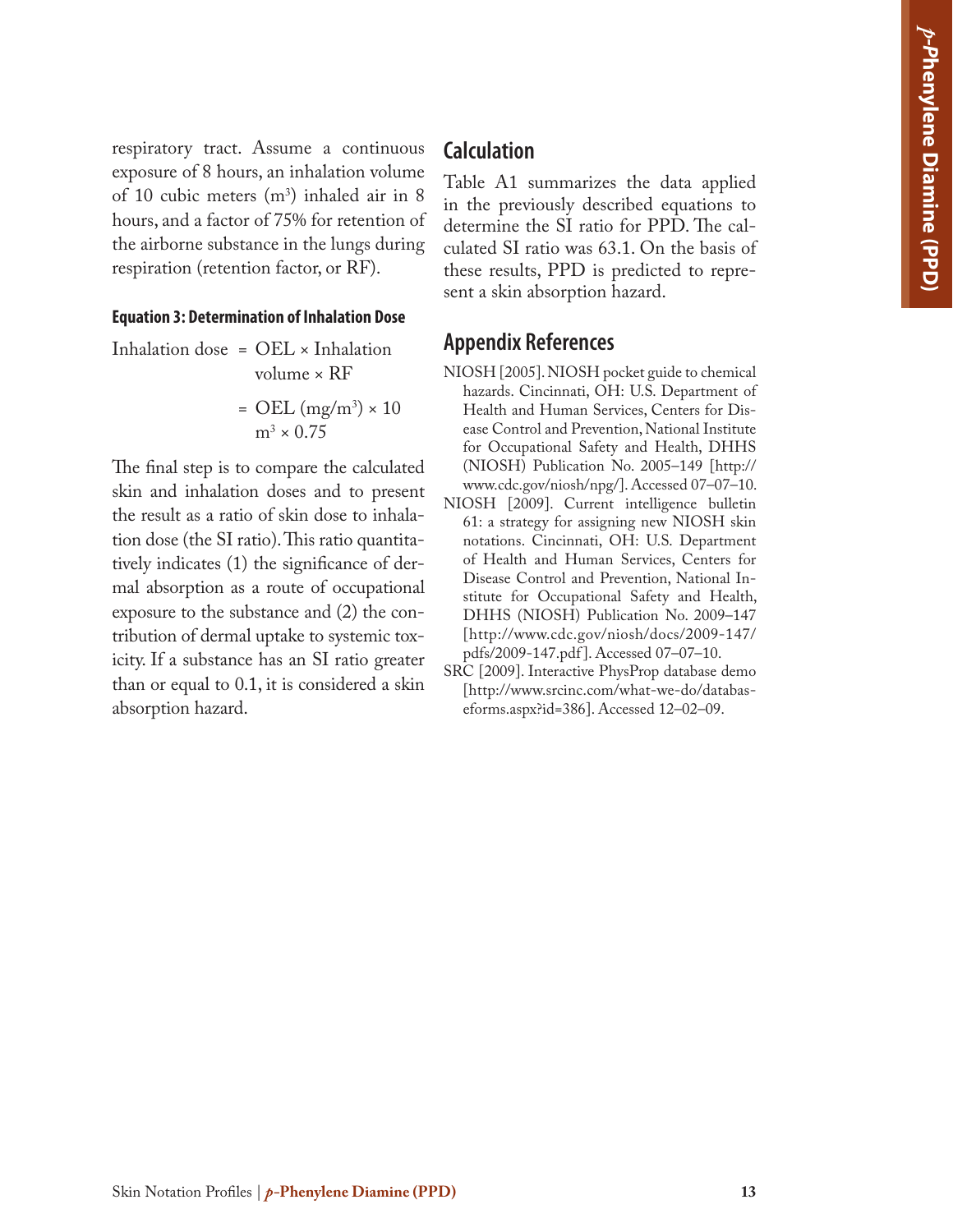respiratory tract. Assume a continuous exposure of 8 hours, an inhalation volume of 10 cubic meters ($m^3$) inhaled air in 8 hours, and a factor of 75% for retention of the airborne substance in the lungs during respiration (retention factor, or RF).

#### Equation 3: Determination of Inhalation Dose

$$\text{Inhalation dose} = \text{OEL} \times \text{Inhalation volume} \times \text{RF}$$

$$= \text{OEL (mg/m}^3\text{)} \times 10\ \text{m}^3 \times 0.75$$

The final step is to compare the calculated skin and inhalation doses and to present the result as a ratio of skin dose to inhalation dose (the SI ratio). This ratio quantitatively indicates (1) the significance of dermal absorption as a route of occupational exposure to the substance and (2) the contribution of dermal uptake to systemic toxicity. If a substance has an SI ratio greater than or equal to 0.1, it is considered a skin absorption hazard.

## Calculation

Table A1 summarizes the data applied in the previously described equations to determine the SI ratio for PPD. The calculated SI ratio was 63.1. On the basis of these results, PPD is predicted to represent a skin absorption hazard.

## Appendix References

NIOSH [2005]. NIOSH pocket guide to chemical hazards. Cincinnati, OH: U.S. Department of Health and Human Services, Centers for Disease Control and Prevention, National Institute for Occupational Safety and Health, DHHS (NIOSH) Publication No. 2005–149 [http://www.cdc.gov/niosh/npg/]. Accessed 07–07–10.

NIOSH [2009]. Current intelligence bulletin 61: a strategy for assigning new NIOSH skin notations. Cincinnati, OH: U.S. Department of Health and Human Services, Centers for Disease Control and Prevention, National Institute for Occupational Safety and Health, DHHS (NIOSH) Publication No. 2009–147 [http://www.cdc.gov/niosh/docs/2009-147/pdfs/2009-147.pdf]. Accessed 07–07–10.

SRC [2009]. Interactive PhysProp database demo [http://www.srcinc.com/what-we-do/databaseforms.aspx?id=386]. Accessed 12–02–09.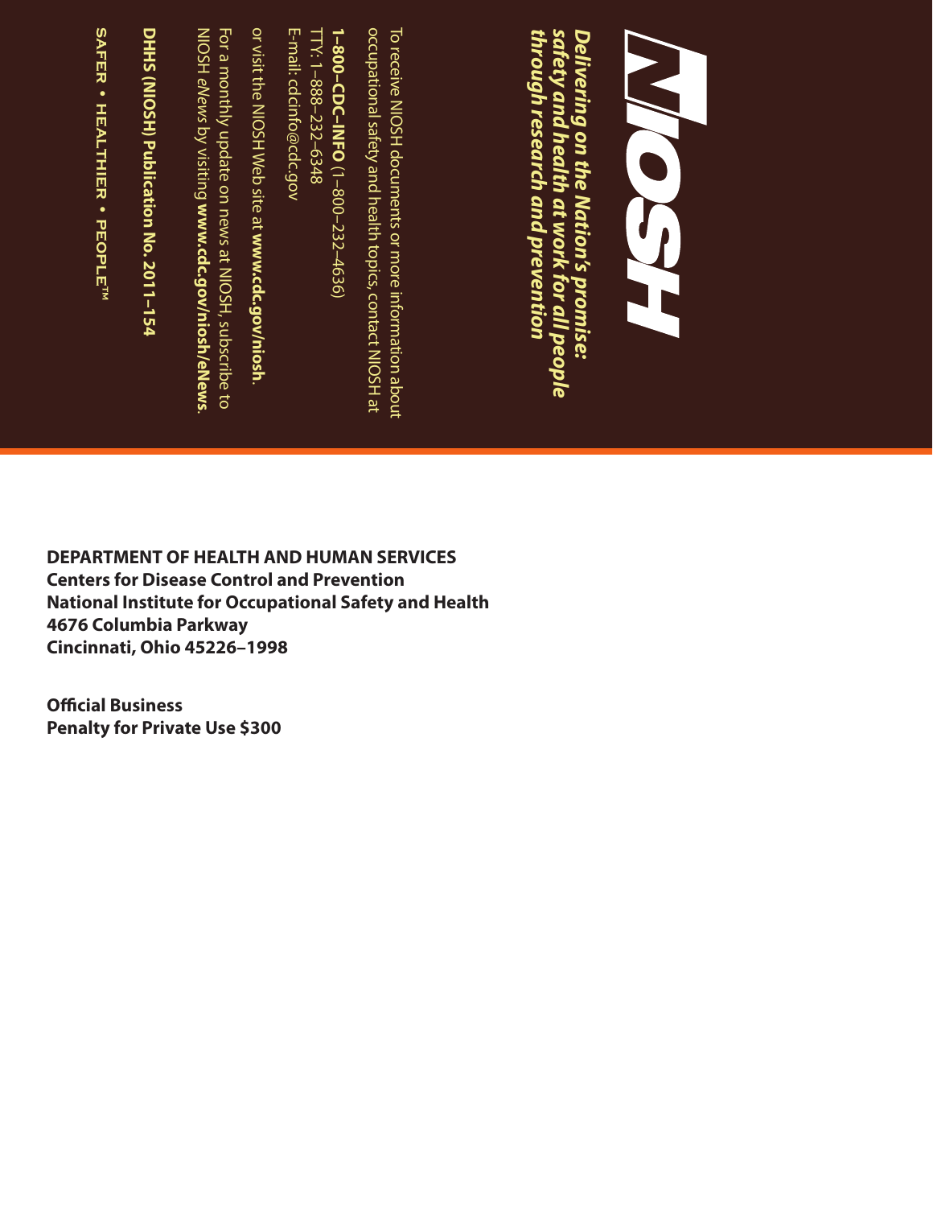**NIOSH**

***Delivering on the Nation's promise: safety and health at work for all people through research and prevention***

To receive NIOSH documents or more information about occupational safety and health topics, contact NIOSH at

**1–800–CDC–INFO** (1–800–232–4636)
TTY: 1–888–232–6348
E-mail: cdcinfo@cdc.gov

or visit the NIOSH Web site at **www.cdc.gov/niosh**.

For a monthly update on news at NIOSH, subscribe to NIOSH *eNews* by visiting **www.cdc.gov/niosh/eNews**.

**DHHS (NIOSH) Publication No. 2011–154**

**SAFER • HEALTHIER • PEOPLE™**

**DEPARTMENT OF HEALTH AND HUMAN SERVICES**
**Centers for Disease Control and Prevention**
**National Institute for Occupational Safety and Health**
**4676 Columbia Parkway**
**Cincinnati, Ohio 45226–1998**

**Official Business**
**Penalty for Private Use $300**